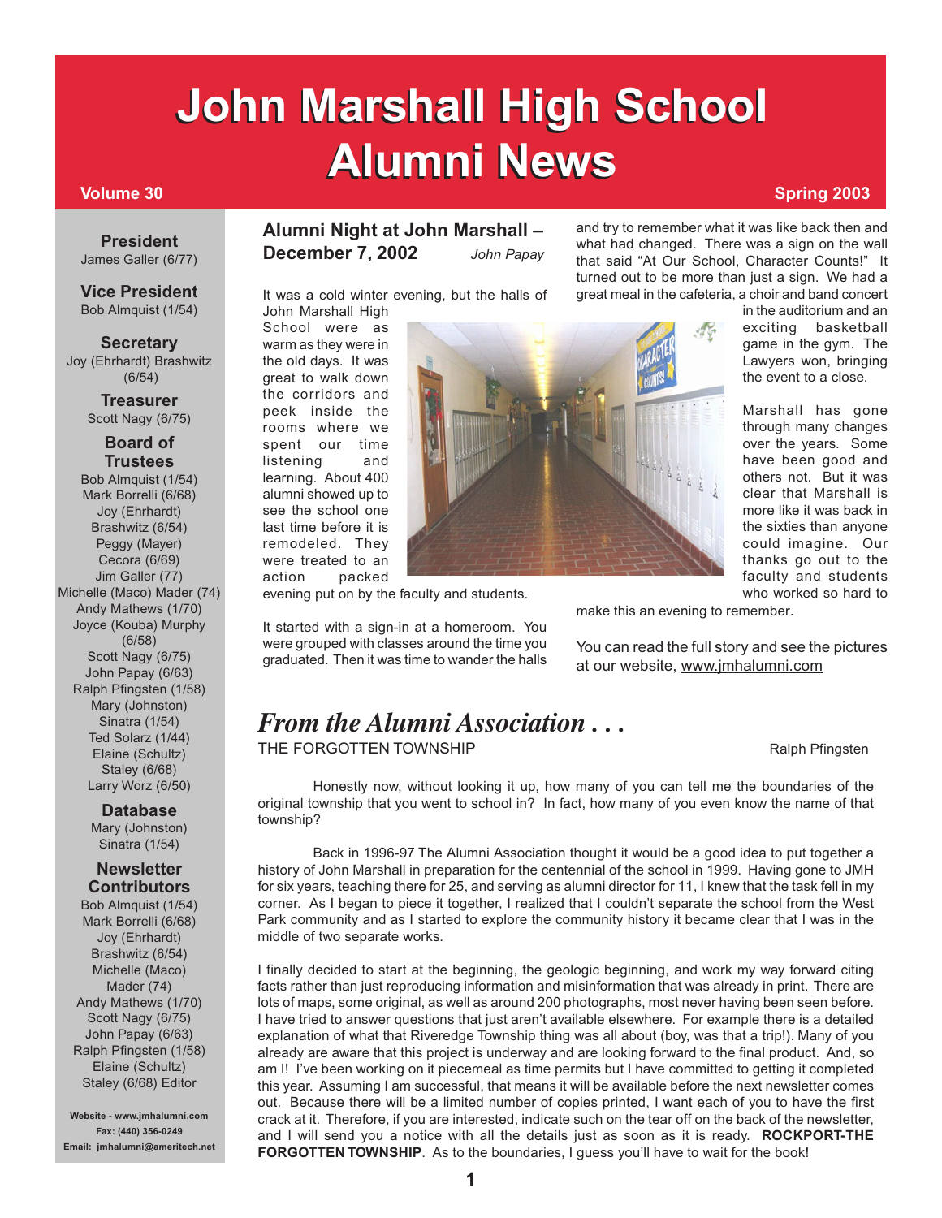# John Marshall High School Alumni News

**Volume 30** **Spring 2003**

**President**
James Galler (6/77)

**Vice President**
Bob Almquist (1/54)

**Secretary**
Joy (Ehrhardt) Brashwitz (6/54)

**Treasurer**
Scott Nagy (6/75)

**Board of Trustees**
Bob Almquist (1/54)
Mark Borrelli (6/68)
Joy (Ehrhardt) Brashwitz (6/54)
Peggy (Mayer) Cecora (6/69)
Jim Galler (77)
Michelle (Maco) Mader (74)
Andy Mathews (1/70)
Joyce (Kouba) Murphy (6/58)
Scott Nagy (6/75)
John Papay (6/63)
Ralph Pfingsten (1/58)
Mary (Johnston) Sinatra (1/54)
Ted Solarz (1/44)
Elaine (Schultz) Staley (6/68)
Larry Worz (6/50)

**Database**
Mary (Johnston) Sinatra (1/54)

**Newsletter Contributors**
Bob Almquist (1/54)
Mark Borrelli (6/68)
Joy (Ehrhardt) Brashwitz (6/54)
Michelle (Maco) Mader (74)
Andy Mathews (1/70)
Scott Nagy (6/75)
John Papay (6/63)
Ralph Pfingsten (1/58)
Elaine (Schultz) Staley (6/68) Editor

**Website - www.jmhalumni.com**
**Fax: (440) 356-0249**
**Email: jmhalumni@ameritech.net**

## Alumni Night at John Marshall – December 7, 2002

*John Papay*

It was a cold winter evening, but the halls of John Marshall High School were as warm as they were in the old days. It was great to walk down the corridors and peek inside the rooms where we spent our time listening and learning. About 400 alumni showed up to see the school one last time before it is remodeled. They were treated to an action packed evening put on by the faculty and students.

It started with a sign-in at a homeroom. You were grouped with classes around the time you graduated. Then it was time to wander the halls and try to remember what it was like back then and what had changed. There was a sign on the wall that said "At Our School, Character Counts!" It turned out to be more than just a sign. We had a great meal in the cafeteria, a choir and band concert in the auditorium and an exciting basketball game in the gym. The Lawyers won, bringing the event to a close.

Marshall has gone through many changes over the years. Some have been good and others not. But it was clear that Marshall is more like it was back in the sixties than anyone could imagine. Our thanks go out to the faculty and students who worked so hard to make this an evening to remember.

You can read the full story and see the pictures at our website, www.jmhalumni.com

## *From the Alumni Association . . .*

THE FORGOTTEN TOWNSHIP

Ralph Pfingsten

Honestly now, without looking it up, how many of you can tell me the boundaries of the original township that you went to school in? In fact, how many of you even know the name of that township?

Back in 1996-97 The Alumni Association thought it would be a good idea to put together a history of John Marshall in preparation for the centennial of the school in 1999. Having gone to JMH for six years, teaching there for 25, and serving as alumni director for 11, I knew that the task fell in my corner. As I began to piece it together, I realized that I couldn't separate the school from the West Park community and as I started to explore the community history it became clear that I was in the middle of two separate works.

I finally decided to start at the beginning, the geologic beginning, and work my way forward citing facts rather than just reproducing information and misinformation that was already in print. There are lots of maps, some original, as well as around 200 photographs, most never having been seen before. I have tried to answer questions that just aren't available elsewhere. For example there is a detailed explanation of what that Riveredge Township thing was all about (boy, was that a trip!). Many of you already are aware that this project is underway and are looking forward to the final product. And, so am I! I've been working on it piecemeal as time permits but I have committed to getting it completed this year. Assuming I am successful, that means it will be available before the next newsletter comes out. Because there will be a limited number of copies printed, I want each of you to have the first crack at it. Therefore, if you are interested, indicate such on the tear off on the back of the newsletter, and I will send you a notice with all the details just as soon as it is ready. **ROCKPORT-THE FORGOTTEN TOWNSHIP**. As to the boundaries, I guess you'll have to wait for the book!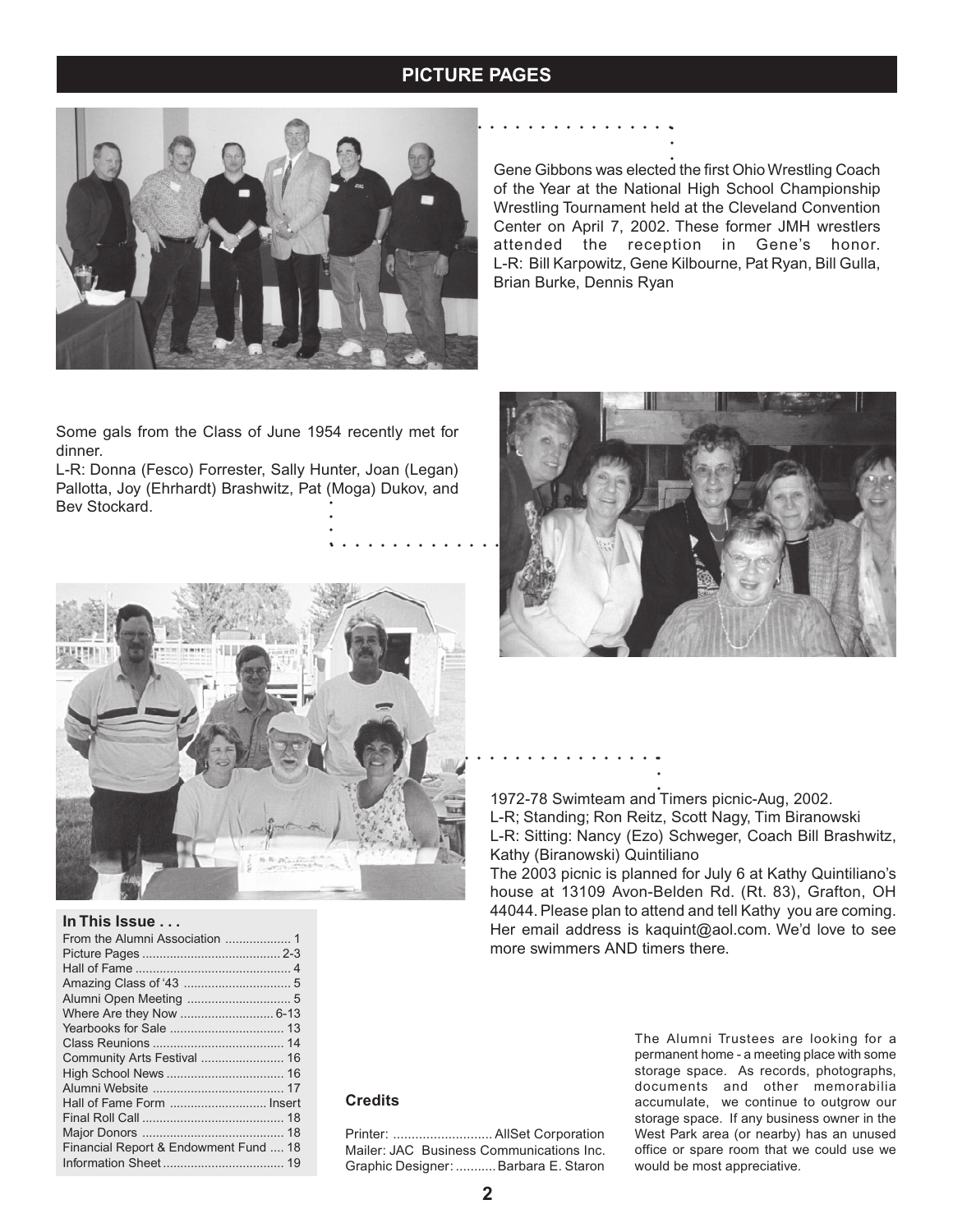## PICTURE PAGES

Gene Gibbons was elected the first Ohio Wrestling Coach of the Year at the National High School Championship Wrestling Tournament held at the Cleveland Convention Center on April 7, 2002. These former JMH wrestlers attended the reception in Gene's honor. L-R: Bill Karpowitz, Gene Kilbourne, Pat Ryan, Bill Gulla, Brian Burke, Dennis Ryan

Some gals from the Class of June 1954 recently met for dinner.
L-R: Donna (Fesco) Forrester, Sally Hunter, Joan (Legan) Pallotta, Joy (Ehrhardt) Brashwitz, Pat (Moga) Dukov, and Bev Stockard.

1972-78 Swimteam and Timers picnic-Aug, 2002.
L-R; Standing; Ron Reitz, Scott Nagy, Tim Biranowski
L-R: Sitting: Nancy (Ezo) Schweger, Coach Bill Brashwitz, Kathy (Biranowski) Quintiliano
The 2003 picnic is planned for July 6 at Kathy Quintiliano's house at 13109 Avon-Belden Rd. (Rt. 83), Grafton, OH 44044. Please plan to attend and tell Kathy you are coming. Her email address is kaquint@aol.com. We'd love to see more swimmers AND timers there.

### In This Issue . . .

| | |
|---|---|
| From the Alumni Association | 1 |
| Picture Pages | 2-3 |
| Hall of Fame | 4 |
| Amazing Class of '43 | 5 |
| Alumni Open Meeting | 5 |
| Where Are they Now | 6-13 |
| Yearbooks for Sale | 13 |
| Class Reunions | 14 |
| Community Arts Festival | 16 |
| High School News | 16 |
| Alumni Website | 17 |
| Hall of Fame Form | Insert |
| Final Roll Call | 18 |
| Major Donors | 18 |
| Financial Report & Endowment Fund | 18 |
| Information Sheet | 19 |

### Credits

Printer: AllSet Corporation
Mailer: JAC Business Communications Inc.
Graphic Designer: Barbara E. Staron

The Alumni Trustees are looking for a permanent home - a meeting place with some storage space. As records, photographs, documents and other memorabilia accumulate, we continue to outgrow our storage space. If any business owner in the West Park area (or nearby) has an unused office or spare room that we could use we would be most appreciative.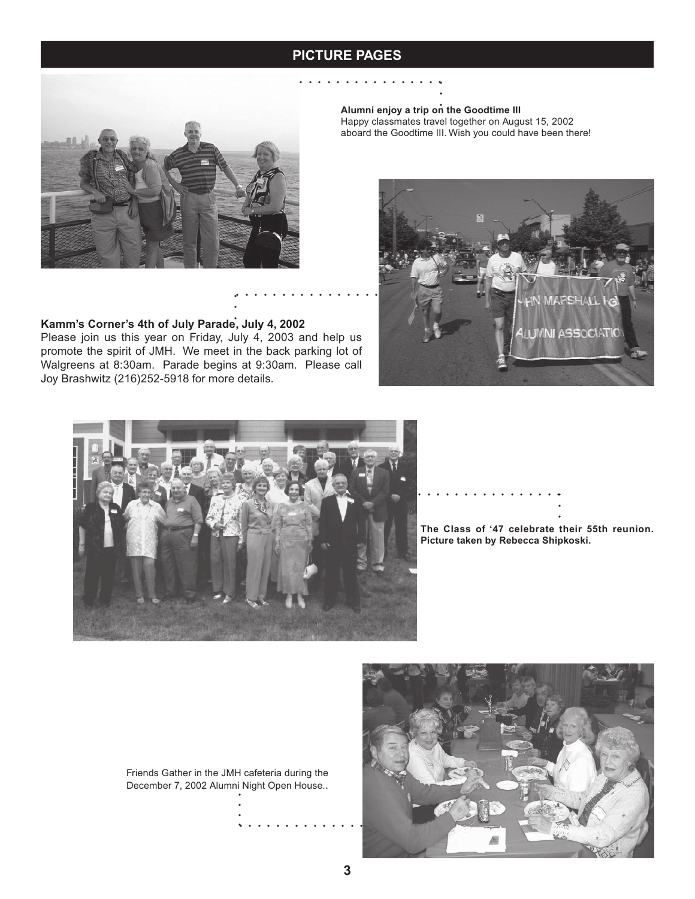## PICTURE PAGES

**Alumni enjoy a trip on the Goodtime III**
Happy classmates travel together on August 15, 2002 aboard the Goodtime III. Wish you could have been there!

**Kamm's Corner's 4th of July Parade, July 4, 2002**
Please join us this year on Friday, July 4, 2003 and help us promote the spirit of JMH. We meet in the back parking lot of Walgreens at 8:30am. Parade begins at 9:30am. Please call Joy Brashwitz (216)252-5918 for more details.

**The Class of '47 celebrate their 55th reunion. Picture taken by Rebecca Shipkoski.**

Friends Gather in the JMH cafeteria during the December 7, 2002 Alumni Night Open House..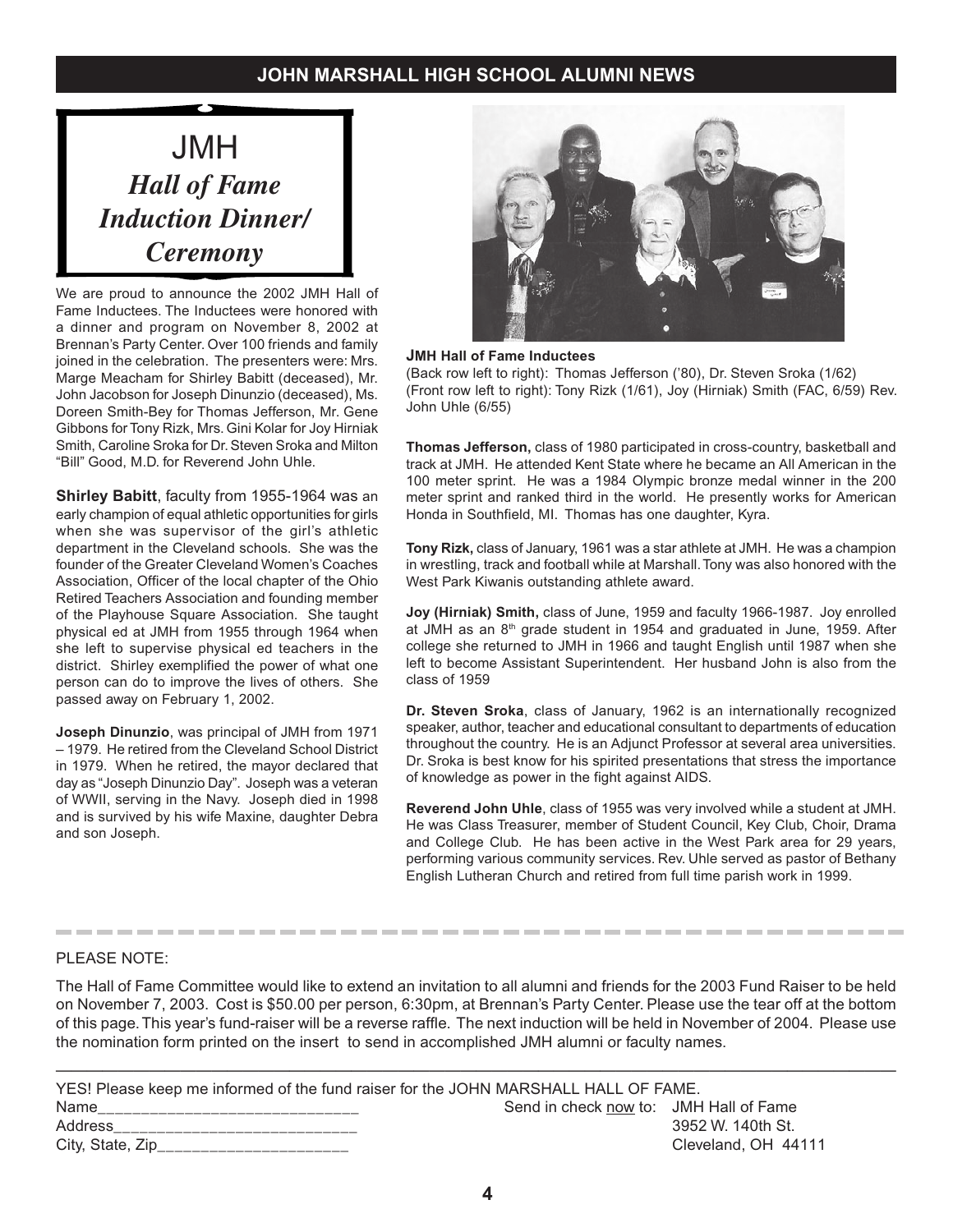## JOHN MARSHALL HIGH SCHOOL ALUMNI NEWS

# JMH
## *Hall of Fame Induction Dinner/ Ceremony*

We are proud to announce the 2002 JMH Hall of Fame Inductees. The Inductees were honored with a dinner and program on November 8, 2002 at Brennan's Party Center. Over 100 friends and family joined in the celebration. The presenters were: Mrs. Marge Meacham for Shirley Babitt (deceased), Mr. John Jacobson for Joseph Dinunzio (deceased), Ms. Doreen Smith-Bey for Thomas Jefferson, Mr. Gene Gibbons for Tony Rizk, Mrs. Gini Kolar for Joy Hirniak Smith, Caroline Sroka for Dr. Steven Sroka and Milton "Bill" Good, M.D. for Reverend John Uhle.

**Shirley Babitt**, faculty from 1955-1964 was an early champion of equal athletic opportunities for girls when she was supervisor of the girl's athletic department in the Cleveland schools. She was the founder of the Greater Cleveland Women's Coaches Association, Officer of the local chapter of the Ohio Retired Teachers Association and founding member of the Playhouse Square Association. She taught physical ed at JMH from 1955 through 1964 when she left to supervise physical ed teachers in the district. Shirley exemplified the power of what one person can do to improve the lives of others. She passed away on February 1, 2002.

**Joseph Dinunzio**, was principal of JMH from 1971 – 1979. He retired from the Cleveland School District in 1979. When he retired, the mayor declared that day as "Joseph Dinunzio Day". Joseph was a veteran of WWII, serving in the Navy. Joseph died in 1998 and is survived by his wife Maxine, daughter Debra and son Joseph.

**JMH Hall of Fame Inductees**
(Back row left to right): Thomas Jefferson ('80), Dr. Steven Sroka (1/62)
(Front row left to right): Tony Rizk (1/61), Joy (Hirniak) Smith (FAC, 6/59) Rev. John Uhle (6/55)

**Thomas Jefferson,** class of 1980 participated in cross-country, basketball and track at JMH. He attended Kent State where he became an All American in the 100 meter sprint. He was a 1984 Olympic bronze medal winner in the 200 meter sprint and ranked third in the world. He presently works for American Honda in Southfield, MI. Thomas has one daughter, Kyra.

**Tony Rizk,** class of January, 1961 was a star athlete at JMH. He was a champion in wrestling, track and football while at Marshall. Tony was also honored with the West Park Kiwanis outstanding athlete award.

**Joy (Hirniak) Smith,** class of June, 1959 and faculty 1966-1987. Joy enrolled at JMH as an 8th grade student in 1954 and graduated in June, 1959. After college she returned to JMH in 1966 and taught English until 1987 when she left to become Assistant Superintendent. Her husband John is also from the class of 1959

**Dr. Steven Sroka**, class of January, 1962 is an internationally recognized speaker, author, teacher and educational consultant to departments of education throughout the country. He is an Adjunct Professor at several area universities. Dr. Sroka is best know for his spirited presentations that stress the importance of knowledge as power in the fight against AIDS.

**Reverend John Uhle**, class of 1955 was very involved while a student at JMH. He was Class Treasurer, member of Student Council, Key Club, Choir, Drama and College Club. He has been active in the West Park area for 29 years, performing various community services. Rev. Uhle served as pastor of Bethany English Lutheran Church and retired from full time parish work in 1999.

---

PLEASE NOTE:

The Hall of Fame Committee would like to extend an invitation to all alumni and friends for the 2003 Fund Raiser to be held on November 7, 2003. Cost is $50.00 per person, 6:30pm, at Brennan's Party Center. Please use the tear off at the bottom of this page. This year's fund-raiser will be a reverse raffle. The next induction will be held in November of 2004. Please use the nomination form printed on the insert to send in accomplished JMH alumni or faculty names.

---

YES! Please keep me informed of the fund raiser for the JOHN MARSHALL HALL OF FAME.

Name______________________________

Address___________________________

City, State, Zip______________________

Send in check now to: JMH Hall of Fame
3952 W. 140th St.
Cleveland, OH 44111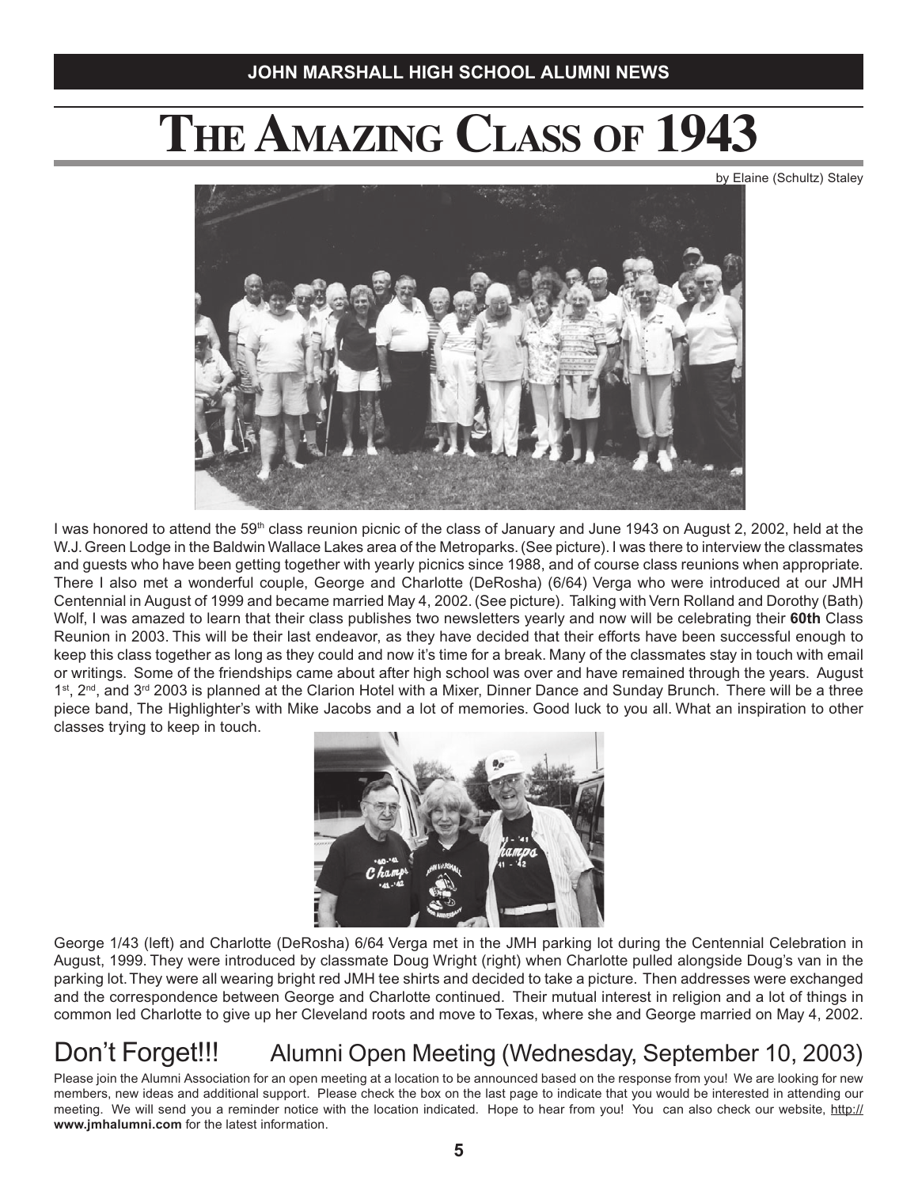# The Amazing Class of 1943

by Elaine (Schultz) Staley

I was honored to attend the 59th class reunion picnic of the class of January and June 1943 on August 2, 2002, held at the W.J. Green Lodge in the Baldwin Wallace Lakes area of the Metroparks. (See picture). I was there to interview the classmates and guests who have been getting together with yearly picnics since 1988, and of course class reunions when appropriate. There I also met a wonderful couple, George and Charlotte (DeRosha) (6/64) Verga who were introduced at our JMH Centennial in August of 1999 and became married May 4, 2002. (See picture). Talking with Vern Rolland and Dorothy (Bath) Wolf, I was amazed to learn that their class publishes two newsletters yearly and now will be celebrating their **60th** Class Reunion in 2003. This will be their last endeavor, as they have decided that their efforts have been successful enough to keep this class together as long as they could and now it's time for a break. Many of the classmates stay in touch with email or writings. Some of the friendships came about after high school was over and have remained through the years. August 1st, 2nd, and 3rd 2003 is planned at the Clarion Hotel with a Mixer, Dinner Dance and Sunday Brunch. There will be a three piece band, The Highlighter's with Mike Jacobs and a lot of memories. Good luck to you all. What an inspiration to other classes trying to keep in touch.

George 1/43 (left) and Charlotte (DeRosha) 6/64 Verga met in the JMH parking lot during the Centennial Celebration in August, 1999. They were introduced by classmate Doug Wright (right) when Charlotte pulled alongside Doug's van in the parking lot. They were all wearing bright red JMH tee shirts and decided to take a picture. Then addresses were exchanged and the correspondence between George and Charlotte continued. Their mutual interest in religion and a lot of things in common led Charlotte to give up her Cleveland roots and move to Texas, where she and George married on May 4, 2002.

## Don't Forget!!! Alumni Open Meeting (Wednesday, September 10, 2003)

Please join the Alumni Association for an open meeting at a location to be announced based on the response from you! We are looking for new members, new ideas and additional support. Please check the box on the last page to indicate that you would be interested in attending our meeting. We will send you a reminder notice with the location indicated. Hope to hear from you! You can also check our website, http://**www.jmhalumni.com** for the latest information.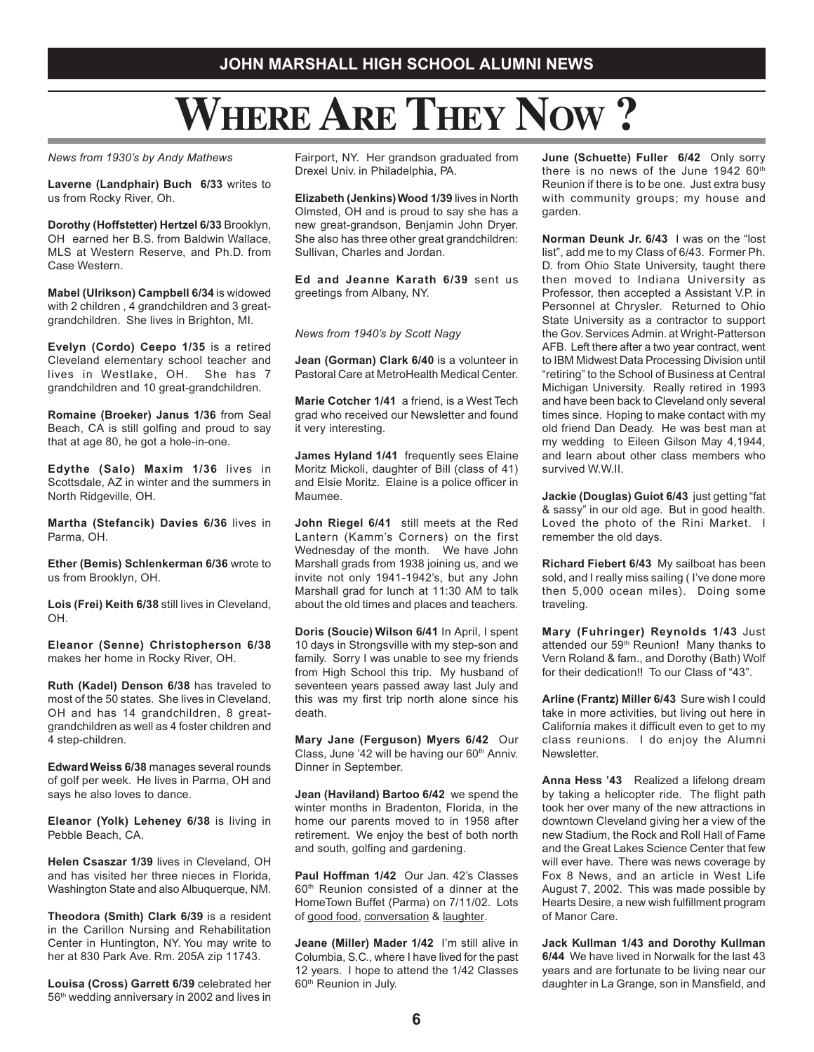# Where Are They Now ?

*News from 1930's by Andy Mathews*

**Laverne (Landphair) Buch 6/33** writes to us from Rocky River, Oh.

**Dorothy (Hoffstetter) Hertzel 6/33** Brooklyn, OH earned her B.S. from Baldwin Wallace, MLS at Western Reserve, and Ph.D. from Case Western.

**Mabel (Ulrikson) Campbell 6/34** is widowed with 2 children , 4 grandchildren and 3 great-grandchildren. She lives in Brighton, MI.

**Evelyn (Cordo) Ceepo 1/35** is a retired Cleveland elementary school teacher and lives in Westlake, OH. She has 7 grandchildren and 10 great-grandchildren.

**Romaine (Broeker) Janus 1/36** from Seal Beach, CA is still golfing and proud to say that at age 80, he got a hole-in-one.

**Edythe (Salo) Maxim 1/36** lives in Scottsdale, AZ in winter and the summers in North Ridgeville, OH.

**Martha (Stefancik) Davies 6/36** lives in Parma, OH.

**Ether (Bemis) Schlenkerman 6/36** wrote to us from Brooklyn, OH.

**Lois (Frei) Keith 6/38** still lives in Cleveland, OH.

**Eleanor (Senne) Christopherson 6/38** makes her home in Rocky River, OH.

**Ruth (Kadel) Denson 6/38** has traveled to most of the 50 states. She lives in Cleveland, OH and has 14 grandchildren, 8 great-grandchildren as well as 4 foster children and 4 step-children.

**Edward Weiss 6/38** manages several rounds of golf per week. He lives in Parma, OH and says he also loves to dance.

**Eleanor (Yolk) Leheney 6/38** is living in Pebble Beach, CA.

**Helen Csaszar 1/39** lives in Cleveland, OH and has visited her three nieces in Florida, Washington State and also Albuquerque, NM.

**Theodora (Smith) Clark 6/39** is a resident in the Carillon Nursing and Rehabilitation Center in Huntington, NY. You may write to her at 830 Park Ave. Rm. 205A zip 11743.

**Louisa (Cross) Garrett 6/39** celebrated her 56th wedding anniversary in 2002 and lives in Fairport, NY. Her grandson graduated from Drexel Univ. in Philadelphia, PA.

**Elizabeth (Jenkins) Wood 1/39** lives in North Olmsted, OH and is proud to say she has a new great-grandson, Benjamin John Dryer. She also has three other great grandchildren: Sullivan, Charles and Jordan.

**Ed and Jeanne Karath 6/39** sent us greetings from Albany, NY.

*News from 1940's by Scott Nagy*

**Jean (Gorman) Clark 6/40** is a volunteer in Pastoral Care at MetroHealth Medical Center.

**Marie Cotcher 1/41** a friend, is a West Tech grad who received our Newsletter and found it very interesting.

**James Hyland 1/41** frequently sees Elaine Moritz Mickoli, daughter of Bill (class of 41) and Elsie Moritz. Elaine is a police officer in Maumee.

**John Riegel 6/41** still meets at the Red Lantern (Kamm's Corners) on the first Wednesday of the month. We have John Marshall grads from 1938 joining us, and we invite not only 1941-1942's, but any John Marshall grad for lunch at 11:30 AM to talk about the old times and places and teachers.

**Doris (Soucie) Wilson 6/41** In April, I spent 10 days in Strongsville with my step-son and family. Sorry I was unable to see my friends from High School this trip. My husband of seventeen years passed away last July and this was my first trip north alone since his death.

**Mary Jane (Ferguson) Myers 6/42** Our Class, June '42 will be having our 60th Anniv. Dinner in September.

**Jean (Haviland) Bartoo 6/42** we spend the winter months in Bradenton, Florida, in the home our parents moved to in 1958 after retirement. We enjoy the best of both north and south, golfing and gardening.

**Paul Hoffman 1/42** Our Jan. 42's Classes 60th Reunion consisted of a dinner at the HomeTown Buffet (Parma) on 7/11/02. Lots of good food, conversation & laughter.

**Jeane (Miller) Mader 1/42** I'm still alive in Columbia, S.C., where I have lived for the past 12 years. I hope to attend the 1/42 Classes 60th Reunion in July.

**June (Schuette) Fuller 6/42** Only sorry there is no news of the June 1942 60th Reunion if there is to be one. Just extra busy with community groups; my house and garden.

**Norman Deunk Jr. 6/43** I was on the "lost list", add me to my Class of 6/43. Former Ph. D. from Ohio State University, taught there then moved to Indiana University as Professor, then accepted a Assistant V.P. in Personnel at Chrysler. Returned to Ohio State University as a contractor to support the Gov. Services Admin. at Wright-Patterson AFB. Left there after a two year contract, went to IBM Midwest Data Processing Division until "retiring" to the School of Business at Central Michigan University. Really retired in 1993 and have been back to Cleveland only several times since. Hoping to make contact with my old friend Dan Deady. He was best man at my wedding to Eileen Gilson May 4,1944, and learn about other class members who survived W.W.II.

**Jackie (Douglas) Guiot 6/43** just getting "fat & sassy" in our old age. But in good health. Loved the photo of the Rini Market. I remember the old days.

**Richard Fiebert 6/43** My sailboat has been sold, and I really miss sailing ( I've done more then 5,000 ocean miles). Doing some traveling.

**Mary (Fuhringer) Reynolds 1/43** Just attended our 59th Reunion! Many thanks to Vern Roland & fam., and Dorothy (Bath) Wolf for their dedication!! To our Class of "43".

**Arline (Frantz) Miller 6/43** Sure wish I could take in more activities, but living out here in California makes it difficult even to get to my class reunions. I do enjoy the Alumni Newsletter.

**Anna Hess '43** Realized a lifelong dream by taking a helicopter ride. The flight path took her over many of the new attractions in downtown Cleveland giving her a view of the new Stadium, the Rock and Roll Hall of Fame and the Great Lakes Science Center that few will ever have. There was news coverage by Fox 8 News, and an article in West Life August 7, 2002. This was made possible by Hearts Desire, a new wish fulfillment program of Manor Care.

**Jack Kullman 1/43 and Dorothy Kullman 6/44** We have lived in Norwalk for the last 43 years and are fortunate to be living near our daughter in La Grange, son in Mansfield, and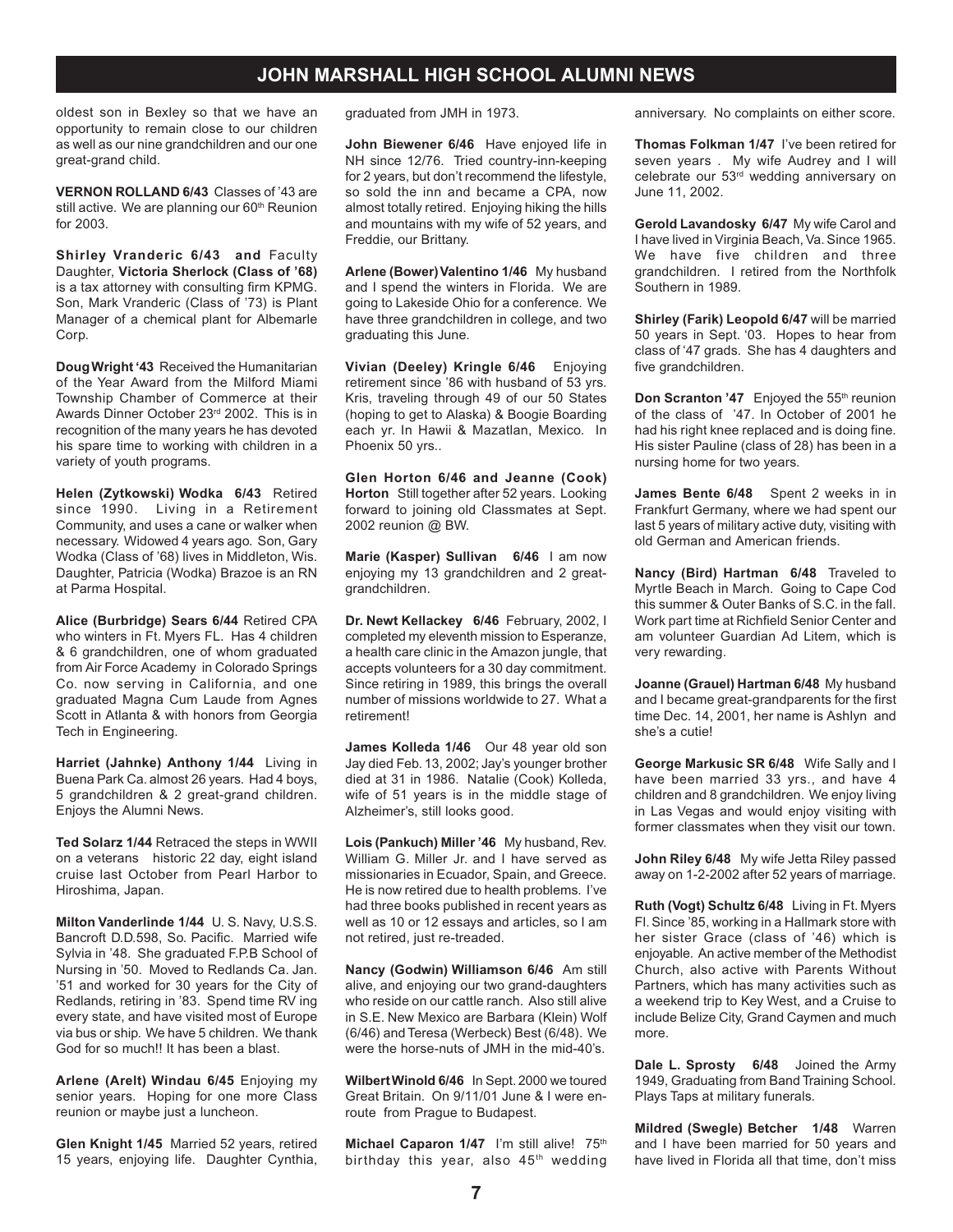## JOHN MARSHALL HIGH SCHOOL ALUMNI NEWS

oldest son in Bexley so that we have an opportunity to remain close to our children as well as our nine grandchildren and our one great-grand child.

**VERNON ROLLAND 6/43** Classes of '43 are still active. We are planning our 60th Reunion for 2003.

**Shirley Vranderic 6/43 and** Faculty Daughter, **Victoria Sherlock (Class of '68)** is a tax attorney with consulting firm KPMG. Son, Mark Vranderic (Class of '73) is Plant Manager of a chemical plant for Albemarle Corp.

**Doug Wright '43** Received the Humanitarian of the Year Award from the Milford Miami Township Chamber of Commerce at their Awards Dinner October 23rd 2002. This is in recognition of the many years he has devoted his spare time to working with children in a variety of youth programs.

**Helen (Zytkowski) Wodka 6/43** Retired since 1990. Living in a Retirement Community, and uses a cane or walker when necessary. Widowed 4 years ago. Son, Gary Wodka (Class of '68) lives in Middleton, Wis. Daughter, Patricia (Wodka) Brazoe is an RN at Parma Hospital.

**Alice (Burbridge) Sears 6/44** Retired CPA who winters in Ft. Myers FL. Has 4 children & 6 grandchildren, one of whom graduated from Air Force Academy in Colorado Springs Co. now serving in California, and one graduated Magna Cum Laude from Agnes Scott in Atlanta & with honors from Georgia Tech in Engineering.

**Harriet (Jahnke) Anthony 1/44** Living in Buena Park Ca. almost 26 years. Had 4 boys, 5 grandchildren & 2 great-grand children. Enjoys the Alumni News.

**Ted Solarz 1/44** Retraced the steps in WWII on a veterans historic 22 day, eight island cruise last October from Pearl Harbor to Hiroshima, Japan.

**Milton Vanderlinde 1/44** U. S. Navy, U.S.S. Bancroft D.D.598, So. Pacific. Married wife Sylvia in '48. She graduated F.P.B School of Nursing in '50. Moved to Redlands Ca. Jan. '51 and worked for 30 years for the City of Redlands, retiring in '83. Spend time RV ing every state, and have visited most of Europe via bus or ship. We have 5 children. We thank God for so much!! It has been a blast.

**Arlene (Arelt) Windau 6/45** Enjoying my senior years. Hoping for one more Class reunion or maybe just a luncheon.

**Glen Knight 1/45** Married 52 years, retired 15 years, enjoying life. Daughter Cynthia, graduated from JMH in 1973.

**John Biewener 6/46** Have enjoyed life in NH since 12/76. Tried country-inn-keeping for 2 years, but don't recommend the lifestyle, so sold the inn and became a CPA, now almost totally retired. Enjoying hiking the hills and mountains with my wife of 52 years, and Freddie, our Brittany.

**Arlene (Bower) Valentino 1/46** My husband and I spend the winters in Florida. We are going to Lakeside Ohio for a conference. We have three grandchildren in college, and two graduating this June.

**Vivian (Deeley) Kringle 6/46** Enjoying retirement since '86 with husband of 53 yrs. Kris, traveling through 49 of our 50 States (hoping to get to Alaska) & Boogie Boarding each yr. In Hawii & Mazatlan, Mexico. In Phoenix 50 yrs..

**Glen Horton 6/46 and Jeanne (Cook) Horton** Still together after 52 years. Looking forward to joining old Classmates at Sept. 2002 reunion @ BW.

**Marie (Kasper) Sullivan 6/46** I am now enjoying my 13 grandchildren and 2 great-grandchildren.

**Dr. Newt Kellackey 6/46** February, 2002, I completed my eleventh mission to Esperanze, a health care clinic in the Amazon jungle, that accepts volunteers for a 30 day commitment. Since retiring in 1989, this brings the overall number of missions worldwide to 27. What a retirement!

**James Kolleda 1/46** Our 48 year old son Jay died Feb. 13, 2002; Jay's younger brother died at 31 in 1986. Natalie (Cook) Kolleda, wife of 51 years is in the middle stage of Alzheimer's, still looks good.

**Lois (Pankuch) Miller '46** My husband, Rev. William G. Miller Jr. and I have served as missionaries in Ecuador, Spain, and Greece. He is now retired due to health problems. I've had three books published in recent years as well as 10 or 12 essays and articles, so I am not retired, just re-treaded.

**Nancy (Godwin) Williamson 6/46** Am still alive, and enjoying our two grand-daughters who reside on our cattle ranch. Also still alive in S.E. New Mexico are Barbara (Klein) Wolf (6/46) and Teresa (Werbeck) Best (6/48). We were the horse-nuts of JMH in the mid-40's.

**Wilbert Winold 6/46** In Sept. 2000 we toured Great Britain. On 9/11/01 June & I were en-route from Prague to Budapest.

**Michael Caparon 1/47** I'm still alive! 75th birthday this year, also 45th wedding anniversary. No complaints on either score.

**Thomas Folkman 1/47** I've been retired for seven years . My wife Audrey and I will celebrate our 53rd wedding anniversary on June 11, 2002.

**Gerold Lavandosky 6/47** My wife Carol and I have lived in Virginia Beach, Va. Since 1965. We have five children and three grandchildren. I retired from the Northfolk Southern in 1989.

**Shirley (Farik) Leopold 6/47** will be married 50 years in Sept. '03. Hopes to hear from class of '47 grads. She has 4 daughters and five grandchildren.

**Don Scranton '47** Enjoyed the 55th reunion of the class of '47. In October of 2001 he had his right knee replaced and is doing fine. His sister Pauline (class of 28) has been in a nursing home for two years.

**James Bente 6/48** Spent 2 weeks in in Frankfurt Germany, where we had spent our last 5 years of military active duty, visiting with old German and American friends.

**Nancy (Bird) Hartman 6/48** Traveled to Myrtle Beach in March. Going to Cape Cod this summer & Outer Banks of S.C. in the fall. Work part time at Richfield Senior Center and am volunteer Guardian Ad Litem, which is very rewarding.

**Joanne (Grauel) Hartman 6/48** My husband and I became great-grandparents for the first time Dec. 14, 2001, her name is Ashlyn and she's a cutie!

**George Markusic SR 6/48** Wife Sally and I have been married 33 yrs., and have 4 children and 8 grandchildren. We enjoy living in Las Vegas and would enjoy visiting with former classmates when they visit our town.

**John Riley 6/48** My wife Jetta Riley passed away on 1-2-2002 after 52 years of marriage.

**Ruth (Vogt) Schultz 6/48** Living in Ft. Myers Fl. Since '85, working in a Hallmark store with her sister Grace (class of '46) which is enjoyable. An active member of the Methodist Church, also active with Parents Without Partners, which has many activities such as a weekend trip to Key West, and a Cruise to include Belize City, Grand Caymen and much more.

**Dale L. Sprosty 6/48** Joined the Army 1949, Graduating from Band Training School. Plays Taps at military funerals.

**Mildred (Swegle) Betcher 1/48** Warren and I have been married for 50 years and have lived in Florida all that time, don't miss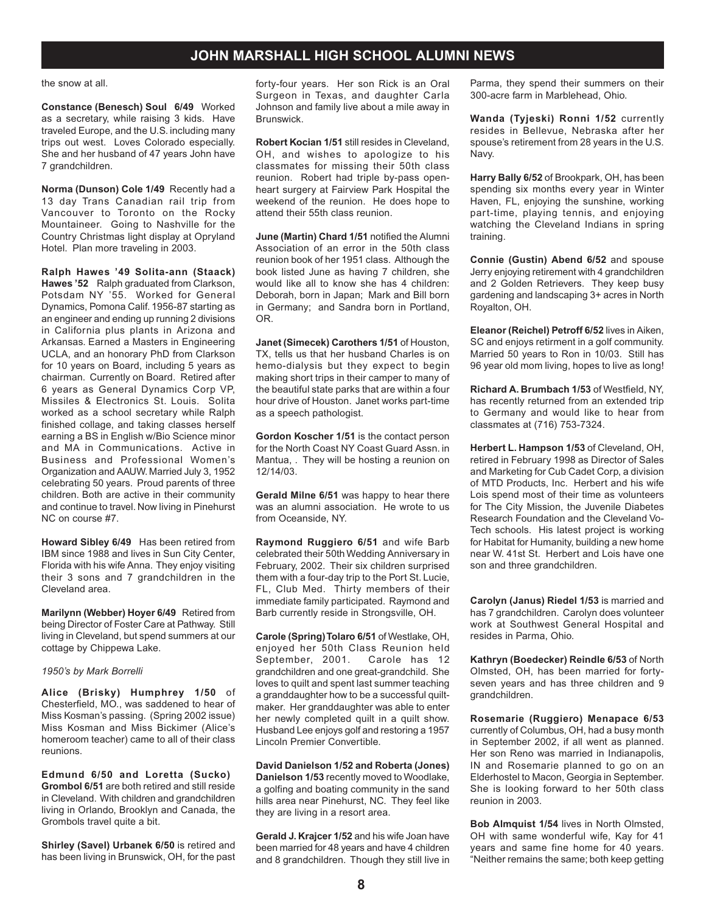the snow at all.

**Constance (Benesch) Soul 6/49** Worked as a secretary, while raising 3 kids. Have traveled Europe, and the U.S. including many trips out west. Loves Colorado especially. She and her husband of 47 years John have 7 grandchildren.

**Norma (Dunson) Cole 1/49** Recently had a 13 day Trans Canadian rail trip from Vancouver to Toronto on the Rocky Mountaineer. Going to Nashville for the Country Christmas light display at Opryland Hotel. Plan more traveling in 2003.

**Ralph Hawes '49 Solita-ann (Staack) Hawes '52** Ralph graduated from Clarkson, Potsdam NY '55. Worked for General Dynamics, Pomona Calif. 1956-87 starting as an engineer and ending up running 2 divisions in California plus plants in Arizona and Arkansas. Earned a Masters in Engineering UCLA, and an honorary PhD from Clarkson for 10 years on Board, including 5 years as chairman. Currently on Board. Retired after 6 years as General Dynamics Corp VP, Missiles & Electronics St. Louis. Solita worked as a school secretary while Ralph finished collage, and taking classes herself earning a BS in English w/Bio Science minor and MA in Communications. Active in Business and Professional Women's Organization and AAUW. Married July 3, 1952 celebrating 50 years. Proud parents of three children. Both are active in their community and continue to travel. Now living in Pinehurst NC on course #7.

**Howard Sibley 6/49** Has been retired from IBM since 1988 and lives in Sun City Center, Florida with his wife Anna. They enjoy visiting their 3 sons and 7 grandchildren in the Cleveland area.

**Marilynn (Webber) Hoyer 6/49** Retired from being Director of Foster Care at Pathway. Still living in Cleveland, but spend summers at our cottage by Chippewa Lake.

*1950's by Mark Borrelli*

**Alice (Brisky) Humphrey 1/50** of Chesterfield, MO., was saddened to hear of Miss Kosman's passing. (Spring 2002 issue) Miss Kosman and Miss Bickimer (Alice's homeroom teacher) came to all of their class reunions.

**Edmund 6/50 and Loretta (Sucko) Grombol 6/51** are both retired and still reside in Cleveland. With children and grandchildren living in Orlando, Brooklyn and Canada, the Grombols travel quite a bit.

**Shirley (Savel) Urbanek 6/50** is retired and has been living in Brunswick, OH, for the past forty-four years. Her son Rick is an Oral Surgeon in Texas, and daughter Carla Johnson and family live about a mile away in Brunswick.

**Robert Kocian 1/51** still resides in Cleveland, OH, and wishes to apologize to his classmates for missing their 50th class reunion. Robert had triple by-pass open-heart surgery at Fairview Park Hospital the weekend of the reunion. He does hope to attend their 55th class reunion.

**June (Martin) Chard 1/51** notified the Alumni Association of an error in the 50th class reunion book of her 1951 class. Although the book listed June as having 7 children, she would like all to know she has 4 children: Deborah, born in Japan; Mark and Bill born in Germany; and Sandra born in Portland, OR.

**Janet (Simecek) Carothers 1/51** of Houston, TX, tells us that her husband Charles is on hemo-dialysis but they expect to begin making short trips in their camper to many of the beautiful state parks that are within a four hour drive of Houston. Janet works part-time as a speech pathologist.

**Gordon Koscher 1/51** is the contact person for the North Coast NY Coast Guard Assn. in Mantua, . They will be hosting a reunion on 12/14/03.

**Gerald Milne 6/51** was happy to hear there was an alumni association. He wrote to us from Oceanside, NY.

**Raymond Ruggiero 6/51** and wife Barb celebrated their 50th Wedding Anniversary in February, 2002. Their six children surprised them with a four-day trip to the Port St. Lucie, FL, Club Med. Thirty members of their immediate family participated. Raymond and Barb currently reside in Strongsville, OH.

**Carole (Spring) Tolaro 6/51** of Westlake, OH, enjoyed her 50th Class Reunion held September, 2001. Carole has 12 grandchildren and one great-grandchild. She loves to quilt and spent last summer teaching a granddaughter how to be a successful quilt-maker. Her granddaughter was able to enter her newly completed quilt in a quilt show. Husband Lee enjoys golf and restoring a 1957 Lincoln Premier Convertible.

**David Danielson 1/52 and Roberta (Jones) Danielson 1/53** recently moved to Woodlake, a golfing and boating community in the sand hills area near Pinehurst, NC. They feel like they are living in a resort area.

**Gerald J. Krajcer 1/52** and his wife Joan have been married for 48 years and have 4 children and 8 grandchildren. Though they still live in Parma, they spend their summers on their 300-acre farm in Marblehead, Ohio.

**Wanda (Tyjeski) Ronni 1/52** currently resides in Bellevue, Nebraska after her spouse's retirement from 28 years in the U.S. Navy.

**Harry Bally 6/52** of Brookpark, OH, has been spending six months every year in Winter Haven, FL, enjoying the sunshine, working part-time, playing tennis, and enjoying watching the Cleveland Indians in spring training.

**Connie (Gustin) Abend 6/52** and spouse Jerry enjoying retirement with 4 grandchildren and 2 Golden Retrievers. They keep busy gardening and landscaping 3+ acres in North Royalton, OH.

**Eleanor (Reichel) Petroff 6/52** lives in Aiken, SC and enjoys retirment in a golf community. Married 50 years to Ron in 10/03. Still has 96 year old mom living, hopes to live as long!

**Richard A. Brumbach 1/53** of Westfield, NY, has recently returned from an extended trip to Germany and would like to hear from classmates at (716) 753-7324.

**Herbert L. Hampson 1/53** of Cleveland, OH, retired in February 1998 as Director of Sales and Marketing for Cub Cadet Corp, a division of MTD Products, Inc. Herbert and his wife Lois spend most of their time as volunteers for The City Mission, the Juvenile Diabetes Research Foundation and the Cleveland Vo-Tech schools. His latest project is working for Habitat for Humanity, building a new home near W. 41st St. Herbert and Lois have one son and three grandchildren.

**Carolyn (Janus) Riedel 1/53** is married and has 7 grandchildren. Carolyn does volunteer work at Southwest General Hospital and resides in Parma, Ohio.

**Kathryn (Boedecker) Reindle 6/53** of North Olmsted, OH, has been married for forty-seven years and has three children and 9 grandchildren.

**Rosemarie (Ruggiero) Menapace 6/53** currently of Columbus, OH, had a busy month in September 2002, if all went as planned. Her son Reno was married in Indianapolis, IN and Rosemarie planned to go on an Elderhostel to Macon, Georgia in September. She is looking forward to her 50th class reunion in 2003.

**Bob Almquist 1/54** lives in North Olmsted, OH with same wonderful wife, Kay for 41 years and same fine home for 40 years. "Neither remains the same; both keep getting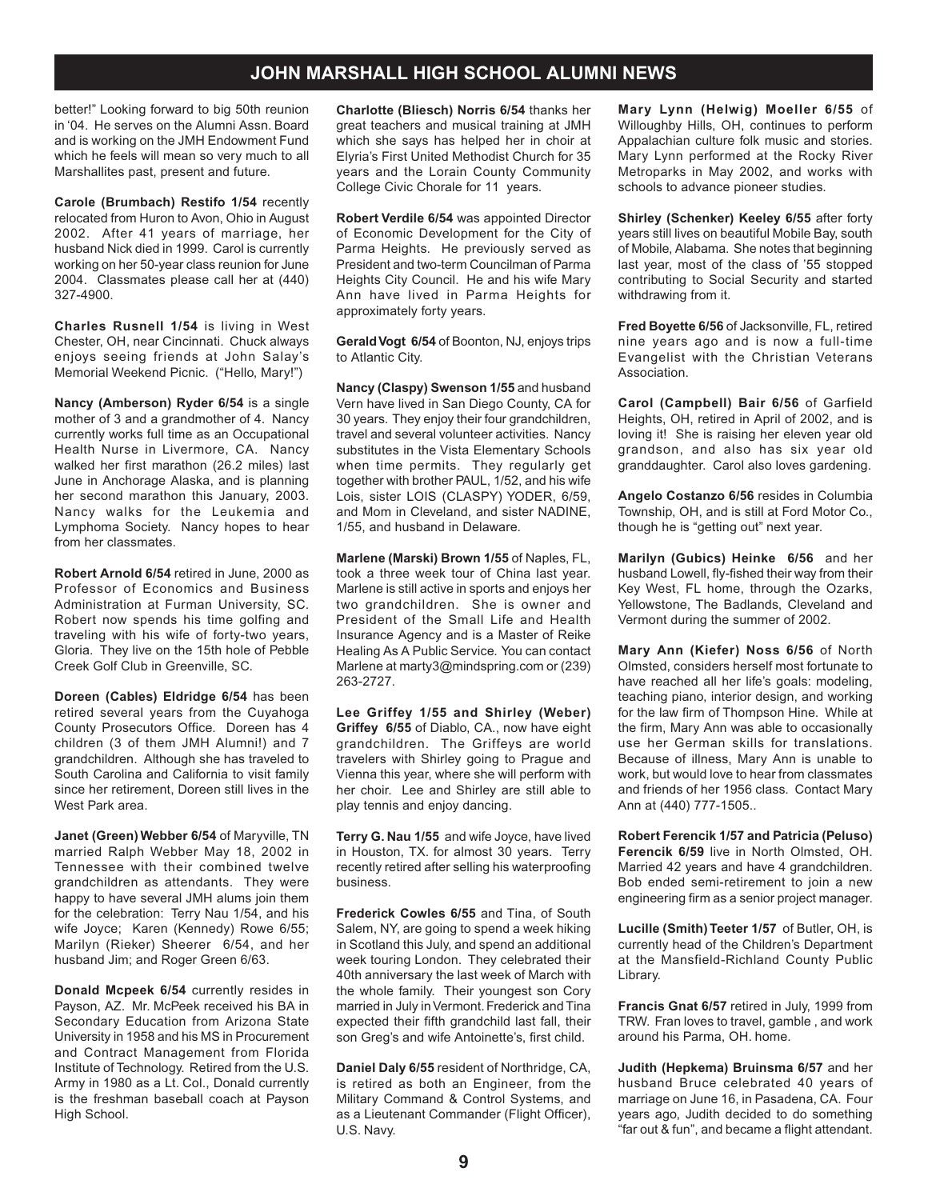better!" Looking forward to big 50th reunion in '04. He serves on the Alumni Assn. Board and is working on the JMH Endowment Fund which he feels will mean so very much to all Marshallites past, present and future.

**Carole (Brumbach) Restifo 1/54** recently relocated from Huron to Avon, Ohio in August 2002. After 41 years of marriage, her husband Nick died in 1999. Carol is currently working on her 50-year class reunion for June 2004. Classmates please call her at (440) 327-4900.

**Charles Rusnell 1/54** is living in West Chester, OH, near Cincinnati. Chuck always enjoys seeing friends at John Salay's Memorial Weekend Picnic. ("Hello, Mary!")

**Nancy (Amberson) Ryder 6/54** is a single mother of 3 and a grandmother of 4. Nancy currently works full time as an Occupational Health Nurse in Livermore, CA. Nancy walked her first marathon (26.2 miles) last June in Anchorage Alaska, and is planning her second marathon this January, 2003. Nancy walks for the Leukemia and Lymphoma Society. Nancy hopes to hear from her classmates.

**Robert Arnold 6/54** retired in June, 2000 as Professor of Economics and Business Administration at Furman University, SC. Robert now spends his time golfing and traveling with his wife of forty-two years, Gloria. They live on the 15th hole of Pebble Creek Golf Club in Greenville, SC.

**Doreen (Cables) Eldridge 6/54** has been retired several years from the Cuyahoga County Prosecutors Office. Doreen has 4 children (3 of them JMH Alumni!) and 7 grandchildren. Although she has traveled to South Carolina and California to visit family since her retirement, Doreen still lives in the West Park area.

**Janet (Green) Webber 6/54** of Maryville, TN married Ralph Webber May 18, 2002 in Tennessee with their combined twelve grandchildren as attendants. They were happy to have several JMH alums join them for the celebration: Terry Nau 1/54, and his wife Joyce; Karen (Kennedy) Rowe 6/55; Marilyn (Rieker) Sheerer 6/54, and her husband Jim; and Roger Green 6/63.

**Donald Mcpeek 6/54** currently resides in Payson, AZ. Mr. McPeek received his BA in Secondary Education from Arizona State University in 1958 and his MS in Procurement and Contract Management from Florida Institute of Technology. Retired from the U.S. Army in 1980 as a Lt. Col., Donald currently is the freshman baseball coach at Payson High School.

**Charlotte (Bliesch) Norris 6/54** thanks her great teachers and musical training at JMH which she says has helped her in choir at Elyria's First United Methodist Church for 35 years and the Lorain County Community College Civic Chorale for 11 years.

**Robert Verdile 6/54** was appointed Director of Economic Development for the City of Parma Heights. He previously served as President and two-term Councilman of Parma Heights City Council. He and his wife Mary Ann have lived in Parma Heights for approximately forty years.

**Gerald Vogt 6/54** of Boonton, NJ, enjoys trips to Atlantic City.

**Nancy (Claspy) Swenson 1/55** and husband Vern have lived in San Diego County, CA for 30 years. They enjoy their four grandchildren, travel and several volunteer activities. Nancy substitutes in the Vista Elementary Schools when time permits. They regularly get together with brother PAUL, 1/52, and his wife Lois, sister LOIS (CLASPY) YODER, 6/59, and Mom in Cleveland, and sister NADINE, 1/55, and husband in Delaware.

**Marlene (Marski) Brown 1/55** of Naples, FL, took a three week tour of China last year. Marlene is still active in sports and enjoys her two grandchildren. She is owner and President of the Small Life and Health Insurance Agency and is a Master of Reike Healing As A Public Service. You can contact Marlene at marty3@mindspring.com or (239) 263-2727.

**Lee Griffey 1/55 and Shirley (Weber) Griffey 6/55** of Diablo, CA., now have eight grandchildren. The Griffeys are world travelers with Shirley going to Prague and Vienna this year, where she will perform with her choir. Lee and Shirley are still able to play tennis and enjoy dancing.

**Terry G. Nau 1/55** and wife Joyce, have lived in Houston, TX. for almost 30 years. Terry recently retired after selling his waterproofing business.

**Frederick Cowles 6/55** and Tina, of South Salem, NY, are going to spend a week hiking in Scotland this July, and spend an additional week touring London. They celebrated their 40th anniversary the last week of March with the whole family. Their youngest son Cory married in July in Vermont. Frederick and Tina expected their fifth grandchild last fall, their son Greg's and wife Antoinette's, first child.

**Daniel Daly 6/55** resident of Northridge, CA, is retired as both an Engineer, from the Military Command & Control Systems, and as a Lieutenant Commander (Flight Officer), U.S. Navy.

**Mary Lynn (Helwig) Moeller 6/55** of Willoughby Hills, OH, continues to perform Appalachian culture folk music and stories. Mary Lynn performed at the Rocky River Metroparks in May 2002, and works with schools to advance pioneer studies.

**Shirley (Schenker) Keeley 6/55** after forty years still lives on beautiful Mobile Bay, south of Mobile, Alabama. She notes that beginning last year, most of the class of '55 stopped contributing to Social Security and started withdrawing from it.

**Fred Boyette 6/56** of Jacksonville, FL, retired nine years ago and is now a full-time Evangelist with the Christian Veterans Association.

**Carol (Campbell) Bair 6/56** of Garfield Heights, OH, retired in April of 2002, and is loving it! She is raising her eleven year old grandson, and also has six year old granddaughter. Carol also loves gardening.

**Angelo Costanzo 6/56** resides in Columbia Township, OH, and is still at Ford Motor Co., though he is "getting out" next year.

**Marilyn (Gubics) Heinke 6/56** and her husband Lowell, fly-fished their way from their Key West, FL home, through the Ozarks, Yellowstone, The Badlands, Cleveland and Vermont during the summer of 2002.

**Mary Ann (Kiefer) Noss 6/56** of North Olmsted, considers herself most fortunate to have reached all her life's goals: modeling, teaching piano, interior design, and working for the law firm of Thompson Hine. While at the firm, Mary Ann was able to occasionally use her German skills for translations. Because of illness, Mary Ann is unable to work, but would love to hear from classmates and friends of her 1956 class. Contact Mary Ann at (440) 777-1505..

**Robert Ferencik 1/57 and Patricia (Peluso) Ferencik 6/59** live in North Olmsted, OH. Married 42 years and have 4 grandchildren. Bob ended semi-retirement to join a new engineering firm as a senior project manager.

**Lucille (Smith) Teeter 1/57** of Butler, OH, is currently head of the Children's Department at the Mansfield-Richland County Public Library.

**Francis Gnat 6/57** retired in July, 1999 from TRW. Fran loves to travel, gamble , and work around his Parma, OH. home.

**Judith (Hepkema) Bruinsma 6/57** and her husband Bruce celebrated 40 years of marriage on June 16, in Pasadena, CA. Four years ago, Judith decided to do something "far out & fun", and became a flight attendant.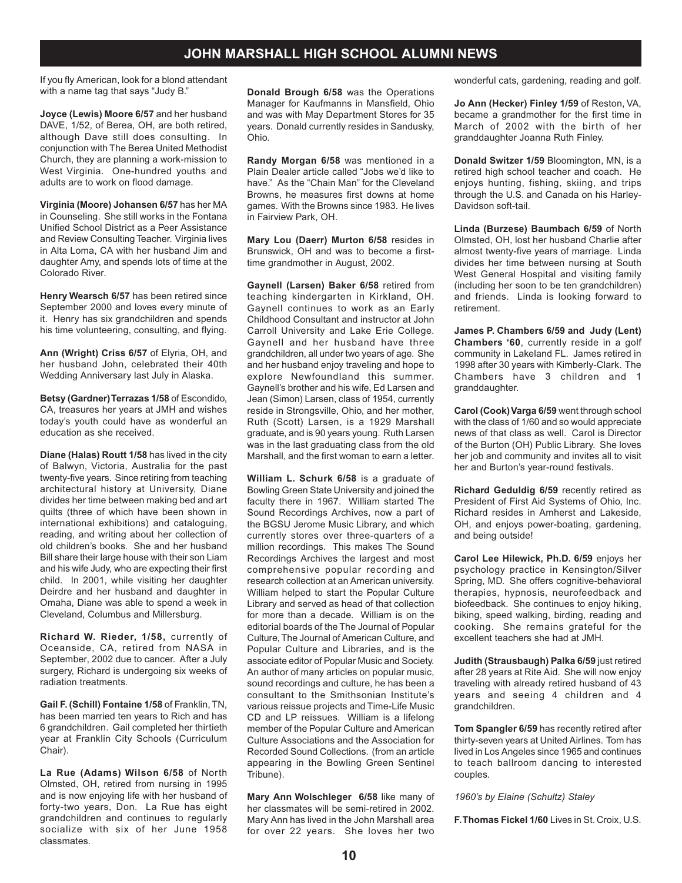## JOHN MARSHALL HIGH SCHOOL ALUMNI NEWS

If you fly American, look for a blond attendant with a name tag that says "Judy B."

**Joyce (Lewis) Moore 6/57** and her husband DAVE, 1/52, of Berea, OH, are both retired, although Dave still does consulting. In conjunction with The Berea United Methodist Church, they are planning a work-mission to West Virginia. One-hundred youths and adults are to work on flood damage.

**Virginia (Moore) Johansen 6/57** has her MA in Counseling. She still works in the Fontana Unified School District as a Peer Assistance and Review Consulting Teacher. Virginia lives in Alta Loma, CA with her husband Jim and daughter Amy, and spends lots of time at the Colorado River.

**Henry Wearsch 6/57** has been retired since September 2000 and loves every minute of it. Henry has six grandchildren and spends his time volunteering, consulting, and flying.

**Ann (Wright) Criss 6/57** of Elyria, OH, and her husband John, celebrated their 40th Wedding Anniversary last July in Alaska.

**Betsy (Gardner) Terrazas 1/58** of Escondido, CA, treasures her years at JMH and wishes today's youth could have as wonderful an education as she received.

**Diane (Halas) Routt 1/58** has lived in the city of Balwyn, Victoria, Australia for the past twenty-five years. Since retiring from teaching architectural history at University, Diane divides her time between making bed and art quilts (three of which have been shown in international exhibitions) and cataloguing, reading, and writing about her collection of old children's books. She and her husband Bill share their large house with their son Liam and his wife Judy, who are expecting their first child. In 2001, while visiting her daughter Deirdre and her husband and daughter in Omaha, Diane was able to spend a week in Cleveland, Columbus and Millersburg.

**Richard W. Rieder, 1/58,** currently of Oceanside, CA, retired from NASA in September, 2002 due to cancer. After a July surgery, Richard is undergoing six weeks of radiation treatments.

**Gail F. (Schill) Fontaine 1/58** of Franklin, TN, has been married ten years to Rich and has 6 grandchildren. Gail completed her thirtieth year at Franklin City Schools (Curriculum Chair).

**La Rue (Adams) Wilson 6/58** of North Olmsted, OH, retired from nursing in 1995 and is now enjoying life with her husband of forty-two years, Don. La Rue has eight grandchildren and continues to regularly socialize with six of her June 1958 classmates.

**Donald Brough 6/58** was the Operations Manager for Kaufmanns in Mansfield, Ohio and was with May Department Stores for 35 years. Donald currently resides in Sandusky, Ohio.

**Randy Morgan 6/58** was mentioned in a Plain Dealer article called "Jobs we'd like to have." As the "Chain Man" for the Cleveland Browns, he measures first downs at home games. With the Browns since 1983. He lives in Fairview Park, OH.

**Mary Lou (Daerr) Murton 6/58** resides in Brunswick, OH and was to become a first-time grandmother in August, 2002.

**Gaynell (Larsen) Baker 6/58** retired from teaching kindergarten in Kirkland, OH. Gaynell continues to work as an Early Childhood Consultant and instructor at John Carroll University and Lake Erie College. Gaynell and her husband have three grandchildren, all under two years of age. She and her husband enjoy traveling and hope to explore Newfoundland this summer. Gaynell's brother and his wife, Ed Larsen and Jean (Simon) Larsen, class of 1954, currently reside in Strongsville, Ohio, and her mother, Ruth (Scott) Larsen, is a 1929 Marshall graduate, and is 90 years young. Ruth Larsen was in the last graduating class from the old Marshall, and the first woman to earn a letter.

**William L. Schurk 6/58** is a graduate of Bowling Green State University and joined the faculty there in 1967. William started The Sound Recordings Archives, now a part of the BGSU Jerome Music Library, and which currently stores over three-quarters of a million recordings. This makes The Sound Recordings Archives the largest and most comprehensive popular recording and research collection at an American university. William helped to start the Popular Culture Library and served as head of that collection for more than a decade. William is on the editorial boards of the The Journal of Popular Culture, The Journal of American Culture, and Popular Culture and Libraries, and is the associate editor of Popular Music and Society. An author of many articles on popular music, sound recordings and culture, he has been a consultant to the Smithsonian Institute's various reissue projects and Time-Life Music CD and LP reissues. William is a lifelong member of the Popular Culture and American Culture Associations and the Association for Recorded Sound Collections. (from an article appearing in the Bowling Green Sentinel Tribune).

**Mary Ann Wolschleger 6/58** like many of her classmates will be semi-retired in 2002. Mary Ann has lived in the John Marshall area for over 22 years. She loves her two wonderful cats, gardening, reading and golf.

**Jo Ann (Hecker) Finley 1/59** of Reston, VA, became a grandmother for the first time in March of 2002 with the birth of her granddaughter Joanna Ruth Finley.

**Donald Switzer 1/59** Bloomington, MN, is a retired high school teacher and coach. He enjoys hunting, fishing, skiing, and trips through the U.S. and Canada on his Harley-Davidson soft-tail.

**Linda (Burzese) Baumbach 6/59** of North Olmsted, OH, lost her husband Charlie after almost twenty-five years of marriage. Linda divides her time between nursing at South West General Hospital and visiting family (including her soon to be ten grandchildren) and friends. Linda is looking forward to retirement.

**James P. Chambers 6/59 and Judy (Lent) Chambers '60**, currently reside in a golf community in Lakeland FL. James retired in 1998 after 30 years with Kimberly-Clark. The Chambers have 3 children and 1 granddaughter.

**Carol (Cook) Varga 6/59** went through school with the class of 1/60 and so would appreciate news of that class as well. Carol is Director of the Burton (OH) Public Library. She loves her job and community and invites all to visit her and Burton's year-round festivals.

**Richard Geduldig 6/59** recently retired as President of First Aid Systems of Ohio, Inc. Richard resides in Amherst and Lakeside, OH, and enjoys power-boating, gardening, and being outside!

**Carol Lee Hilewick, Ph.D. 6/59** enjoys her psychology practice in Kensington/Silver Spring, MD. She offers cognitive-behavioral therapies, hypnosis, neurofeedback and biofeedback. She continues to enjoy hiking, biking, speed walking, birding, reading and cooking. She remains grateful for the excellent teachers she had at JMH.

**Judith (Strausbaugh) Palka 6/59** just retired after 28 years at Rite Aid. She will now enjoy traveling with already retired husband of 43 years and seeing 4 children and 4 grandchildren.

**Tom Spangler 6/59** has recently retired after thirty-seven years at United Airlines. Tom has lived in Los Angeles since 1965 and continues to teach ballroom dancing to interested couples.

*1960's by Elaine (Schultz) Staley*

**F. Thomas Fickel 1/60** Lives in St. Croix, U.S.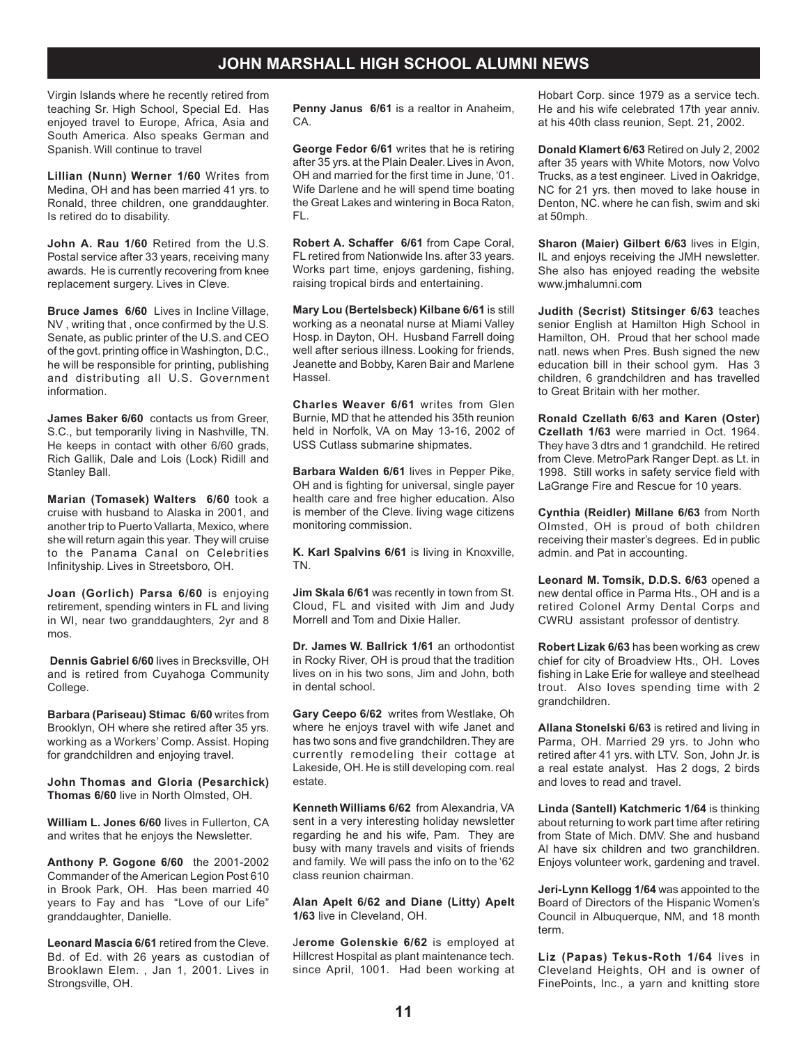Virgin Islands where he recently retired from teaching Sr. High School, Special Ed. Has enjoyed travel to Europe, Africa, Asia and South America. Also speaks German and Spanish. Will continue to travel

**Lillian (Nunn) Werner 1/60** Writes from Medina, OH and has been married 41 yrs. to Ronald, three children, one granddaughter. Is retired do to disability.

**John A. Rau 1/60** Retired from the U.S. Postal service after 33 years, receiving many awards. He is currently recovering from knee replacement surgery. Lives in Cleve.

**Bruce James 6/60** Lives in Incline Village, NV , writing that , once confirmed by the U.S. Senate, as public printer of the U.S. and CEO of the govt. printing office in Washington, D.C., he will be responsible for printing, publishing and distributing all U.S. Government information.

**James Baker 6/60** contacts us from Greer, S.C., but temporarily living in Nashville, TN. He keeps in contact with other 6/60 grads, Rich Gallik, Dale and Lois (Lock) Ridill and Stanley Ball.

**Marian (Tomasek) Walters 6/60** took a cruise with husband to Alaska in 2001, and another trip to Puerto Vallarta, Mexico, where she will return again this year. They will cruise to the Panama Canal on Celebrities Infinityship. Lives in Streetsboro, OH.

**Joan (Gorlich) Parsa 6/60** is enjoying retirement, spending winters in FL and living in WI, near two granddaughters, 2yr and 8 mos.

**Dennis Gabriel 6/60** lives in Brecksville, OH and is retired from Cuyahoga Community College.

**Barbara (Pariseau) Stimac 6/60** writes from Brooklyn, OH where she retired after 35 yrs. working as a Workers' Comp. Assist. Hoping for grandchildren and enjoying travel.

**John Thomas and Gloria (Pesarchick) Thomas 6/60** live in North Olmsted, OH.

**William L. Jones 6/60** lives in Fullerton, CA and writes that he enjoys the Newsletter.

**Anthony P. Gogone 6/60** the 2001-2002 Commander of the American Legion Post 610 in Brook Park, OH. Has been married 40 years to Fay and has "Love of our Life" granddaughter, Danielle.

**Leonard Mascia 6/61** retired from the Cleve. Bd. of Ed. with 26 years as custodian of Brooklawn Elem. , Jan 1, 2001. Lives in Strongsville, OH.

**Penny Janus 6/61** is a realtor in Anaheim, CA.

**George Fedor 6/61** writes that he is retiring after 35 yrs. at the Plain Dealer. Lives in Avon, OH and married for the first time in June, '01. Wife Darlene and he will spend time boating the Great Lakes and wintering in Boca Raton, FL.

**Robert A. Schaffer 6/61** from Cape Coral, FL retired from Nationwide Ins. after 33 years. Works part time, enjoys gardening, fishing, raising tropical birds and entertaining.

**Mary Lou (Bertelsbeck) Kilbane 6/61** is still working as a neonatal nurse at Miami Valley Hosp. in Dayton, OH. Husband Farrell doing well after serious illness. Looking for friends, Jeanette and Bobby, Karen Bair and Marlene Hassel.

**Charles Weaver 6/61** writes from Glen Burnie, MD that he attended his 35th reunion held in Norfolk, VA on May 13-16, 2002 of USS Cutlass submarine shipmates.

**Barbara Walden 6/61** lives in Pepper Pike, OH and is fighting for universal, single payer health care and free higher education. Also is member of the Cleve. living wage citizens monitoring commission.

**K. Karl Spalvins 6/61** is living in Knoxville, TN.

**Jim Skala 6/61** was recently in town from St. Cloud, FL and visited with Jim and Judy Morrell and Tom and Dixie Haller.

**Dr. James W. Ballrick 1/61** an orthodontist in Rocky River, OH is proud that the tradition lives on in his two sons, Jim and John, both in dental school.

**Gary Ceepo 6/62** writes from Westlake, Oh where he enjoys travel with wife Janet and has two sons and five grandchildren. They are currently remodeling their cottage at Lakeside, OH. He is still developing com. real estate.

**Kenneth Williams 6/62** from Alexandria, VA sent in a very interesting holiday newsletter regarding he and his wife, Pam. They are busy with many travels and visits of friends and family. We will pass the info on to the '62 class reunion chairman.

**Alan Apelt 6/62 and Diane (Litty) Apelt 1/63** live in Cleveland, OH.

**Jerome Golenskie 6/62** is employed at Hillcrest Hospital as plant maintenance tech. since April, 1001. Had been working at Hobart Corp. since 1979 as a service tech. He and his wife celebrated 17th year anniv. at his 40th class reunion, Sept. 21, 2002.

**Donald Klamert 6/63** Retired on July 2, 2002 after 35 years with White Motors, now Volvo Trucks, as a test engineer. Lived in Oakridge, NC for 21 yrs. then moved to lake house in Denton, NC. where he can fish, swim and ski at 50mph.

**Sharon (Maier) Gilbert 6/63** lives in Elgin, IL and enjoys receiving the JMH newsletter. She also has enjoyed reading the website www.jmhalumni.com

**Judith (Secrist) Stitsinger 6/63** teaches senior English at Hamilton High School in Hamilton, OH. Proud that her school made natl. news when Pres. Bush signed the new education bill in their school gym. Has 3 children, 6 grandchildren and has travelled to Great Britain with her mother.

**Ronald Czellath 6/63 and Karen (Oster) Czellath 1/63** were married in Oct. 1964. They have 3 dtrs and 1 grandchild. He retired from Cleve. MetroPark Ranger Dept. as Lt. in 1998. Still works in safety service field with LaGrange Fire and Rescue for 10 years.

**Cynthia (Reidler) Millane 6/63** from North Olmsted, OH is proud of both children receiving their master's degrees. Ed in public admin. and Pat in accounting.

**Leonard M. Tomsik, D.D.S. 6/63** opened a new dental office in Parma Hts., OH and is a retired Colonel Army Dental Corps and CWRU assistant professor of dentistry.

**Robert Lizak 6/63** has been working as crew chief for city of Broadview Hts., OH. Loves fishing in Lake Erie for walleye and steelhead trout. Also loves spending time with 2 grandchildren.

**Allana Stonelski 6/63** is retired and living in Parma, OH. Married 29 yrs. to John who retired after 41 yrs. with LTV. Son, John Jr. is a real estate analyst. Has 2 dogs, 2 birds and loves to read and travel.

**Linda (Santell) Katchmeric 1/64** is thinking about returning to work part time after retiring from State of Mich. DMV. She and husband Al have six children and two granchildren. Enjoys volunteer work, gardening and travel.

**Jeri-Lynn Kellogg 1/64** was appointed to the Board of Directors of the Hispanic Women's Council in Albuquerque, NM, and 18 month term.

**Liz (Papas) Tekus-Roth 1/64** lives in Cleveland Heights, OH and is owner of FinePoints, Inc., a yarn and knitting store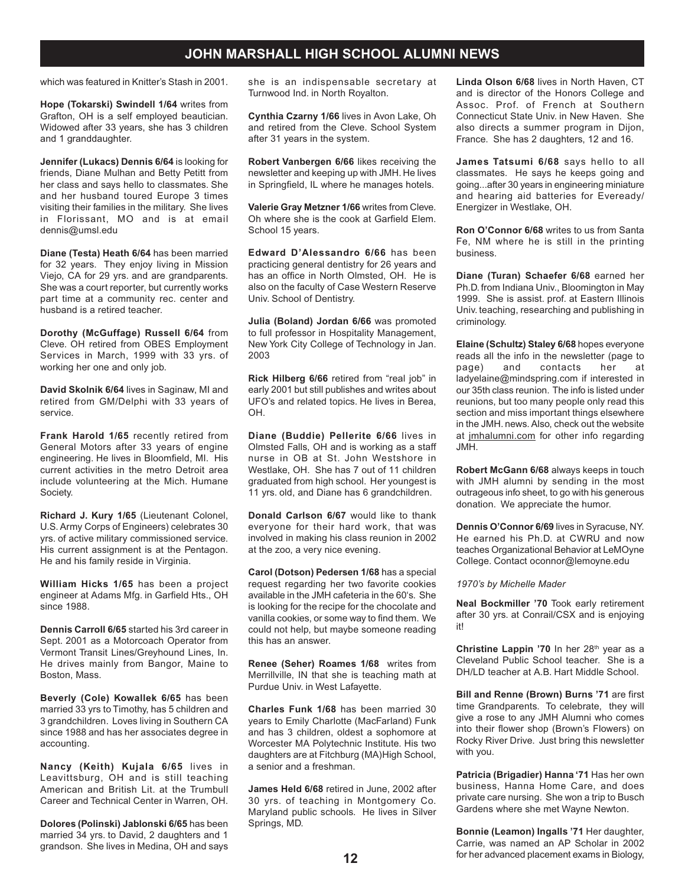which was featured in Knitter's Stash in 2001.

**Hope (Tokarski) Swindell 1/64** writes from Grafton, OH is a self employed beautician. Widowed after 33 years, she has 3 children and 1 granddaughter.

**Jennifer (Lukacs) Dennis 6/64** is looking for friends, Diane Mulhan and Betty Petitt from her class and says hello to classmates. She and her husband toured Europe 3 times visiting their families in the military. She lives in Florissant, MO and is at email dennis@umsl.edu

**Diane (Testa) Heath 6/64** has been married for 32 years. They enjoy living in Mission Viejo, CA for 29 yrs. and are grandparents. She was a court reporter, but currently works part time at a community rec. center and husband is a retired teacher.

**Dorothy (McGuffage) Russell 6/64** from Cleve. OH retired from OBES Employment Services in March, 1999 with 33 yrs. of working her one and only job.

**David Skolnik 6/64** lives in Saginaw, MI and retired from GM/Delphi with 33 years of service.

**Frank Harold 1/65** recently retired from General Motors after 33 years of engine engineering. He lives in Bloomfield, MI. His current activities in the metro Detroit area include volunteering at the Mich. Humane Society.

**Richard J. Kury 1/65** (Lieutenant Colonel, U.S. Army Corps of Engineers) celebrates 30 yrs. of active military commissioned service. His current assignment is at the Pentagon. He and his family reside in Virginia.

**William Hicks 1/65** has been a project engineer at Adams Mfg. in Garfield Hts., OH since 1988.

**Dennis Carroll 6/65** started his 3rd career in Sept. 2001 as a Motorcoach Operator from Vermont Transit Lines/Greyhound Lines, In. He drives mainly from Bangor, Maine to Boston, Mass.

**Beverly (Cole) Kowallek 6/65** has been married 33 yrs to Timothy, has 5 children and 3 grandchildren. Loves living in Southern CA since 1988 and has her associates degree in accounting.

**Nancy (Keith) Kujala 6/65** lives in Leavittsburg, OH and is still teaching American and British Lit. at the Trumbull Career and Technical Center in Warren, OH.

**Dolores (Polinski) Jablonski 6/65** has been married 34 yrs. to David, 2 daughters and 1 grandson. She lives in Medina, OH and says she is an indispensable secretary at Turnwood Ind. in North Royalton.

**Cynthia Czarny 1/66** lives in Avon Lake, Oh and retired from the Cleve. School System after 31 years in the system.

**Robert Vanbergen 6/66** likes receiving the newsletter and keeping up with JMH. He lives in Springfield, IL where he manages hotels.

**Valerie Gray Metzner 1/66** writes from Cleve. Oh where she is the cook at Garfield Elem. School 15 years.

**Edward D'Alessandro 6/66** has been practicing general dentistry for 26 years and has an office in North Olmsted, OH. He is also on the faculty of Case Western Reserve Univ. School of Dentistry.

**Julia (Boland) Jordan 6/66** was promoted to full professor in Hospitality Management, New York City College of Technology in Jan. 2003

**Rick Hilberg 6/66** retired from "real job" in early 2001 but still publishes and writes about UFO's and related topics. He lives in Berea, OH.

**Diane (Buddie) Pellerite 6/66** lives in Olmsted Falls, OH and is working as a staff nurse in OB at St. John Westshore in Westlake, OH. She has 7 out of 11 children graduated from high school. Her youngest is 11 yrs. old, and Diane has 6 grandchildren.

**Donald Carlson 6/67** would like to thank everyone for their hard work, that was involved in making his class reunion in 2002 at the zoo, a very nice evening.

**Carol (Dotson) Pedersen 1/68** has a special request regarding her two favorite cookies available in the JMH cafeteria in the 60's. She is looking for the recipe for the chocolate and vanilla cookies, or some way to find them. We could not help, but maybe someone reading this has an answer.

**Renee (Seher) Roames 1/68** writes from Merrillville, IN that she is teaching math at Purdue Univ. in West Lafayette.

**Charles Funk 1/68** has been married 30 years to Emily Charlotte (MacFarland) Funk and has 3 children, oldest a sophomore at Worcester MA Polytechnic Institute. His two daughters are at Fitchburg (MA)High School, a senior and a freshman.

**James Held 6/68** retired in June, 2002 after 30 yrs. of teaching in Montgomery Co. Maryland public schools. He lives in Silver Springs, MD.

**Linda Olson 6/68** lives in North Haven, CT and is director of the Honors College and Assoc. Prof. of French at Southern Connecticut State Univ. in New Haven. She also directs a summer program in Dijon, France. She has 2 daughters, 12 and 16.

**James Tatsumi 6/68** says hello to all classmates. He says he keeps going and going...after 30 years in engineering miniature and hearing aid batteries for Eveready/ Energizer in Westlake, OH.

**Ron O'Connor 6/68** writes to us from Santa Fe, NM where he is still in the printing business.

**Diane (Turan) Schaefer 6/68** earned her Ph.D. from Indiana Univ., Bloomington in May 1999. She is assist. prof. at Eastern Illinois Univ. teaching, researching and publishing in criminology.

**Elaine (Schultz) Staley 6/68** hopes everyone reads all the info in the newsletter (page to page) and contacts her at ladyelaine@mindspring.com if interested in our 35th class reunion. The info is listed under reunions, but too many people only read this section and miss important things elsewhere in the JMH. news. Also, check out the website at jmhalumni.com for other info regarding JMH.

**Robert McGann 6/68** always keeps in touch with JMH alumni by sending in the most outrageous info sheet, to go with his generous donation. We appreciate the humor.

**Dennis O'Connor 6/69** lives in Syracuse, NY. He earned his Ph.D. at CWRU and now teaches Organizational Behavior at LeMOyne College. Contact oconnor@lemoyne.edu

*1970's by Michelle Mader*

**Neal Bockmiller '70** Took early retirement after 30 yrs. at Conrail/CSX and is enjoying it!

**Christine Lappin '70** In her 28th year as a Cleveland Public School teacher. She is a DH/LD teacher at A.B. Hart Middle School.

**Bill and Renne (Brown) Burns '71** are first time Grandparents. To celebrate, they will give a rose to any JMH Alumni who comes into their flower shop (Brown's Flowers) on Rocky River Drive. Just bring this newsletter with you.

**Patricia (Brigadier) Hanna '71** Has her own business, Hanna Home Care, and does private care nursing. She won a trip to Busch Gardens where she met Wayne Newton.

**Bonnie (Leamon) Ingalls '71** Her daughter, Carrie, was named an AP Scholar in 2002 for her advanced placement exams in Biology,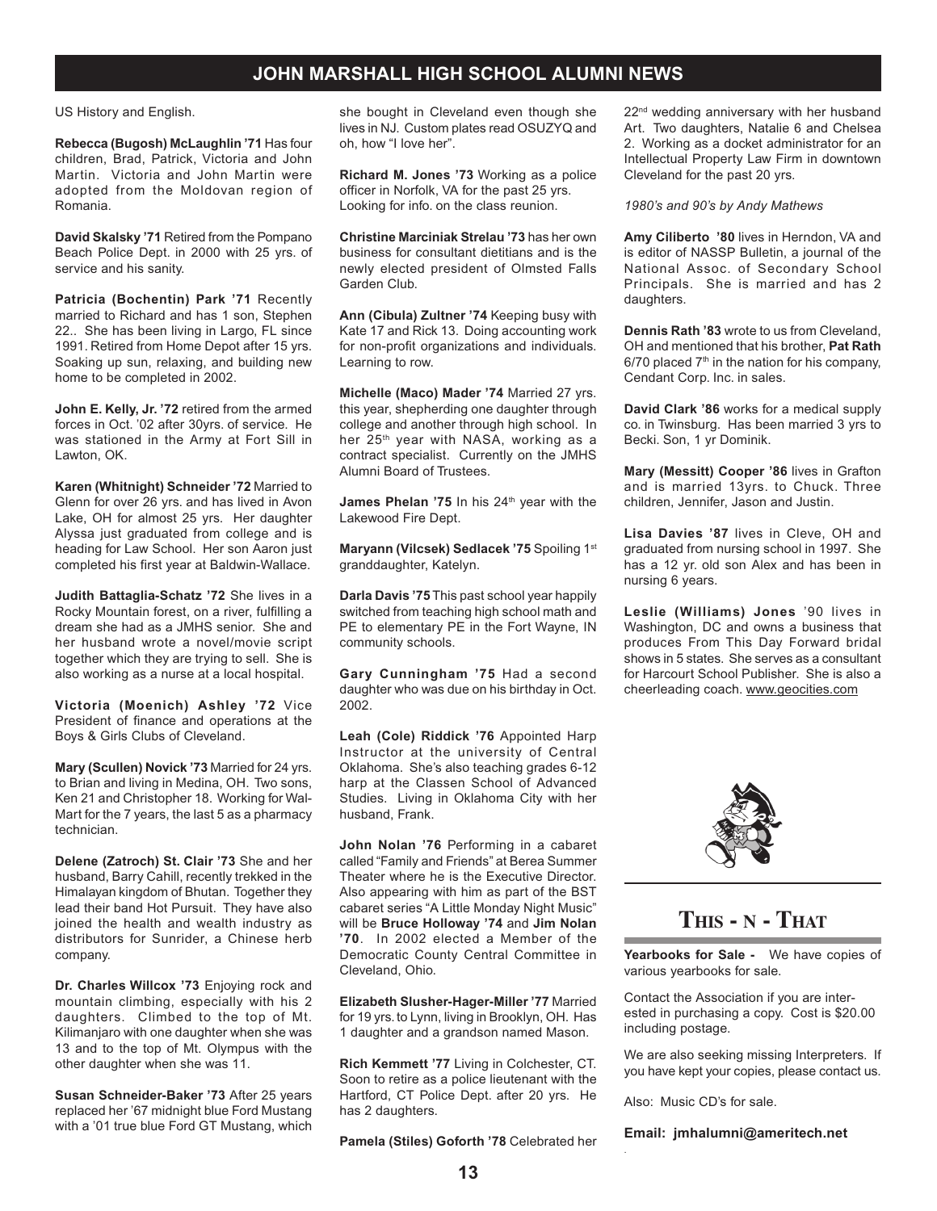US History and English.

**Rebecca (Bugosh) McLaughlin '71** Has four children, Brad, Patrick, Victoria and John Martin. Victoria and John Martin were adopted from the Moldovan region of Romania.

**David Skalsky '71** Retired from the Pompano Beach Police Dept. in 2000 with 25 yrs. of service and his sanity.

**Patricia (Bochentin) Park '71** Recently married to Richard and has 1 son, Stephen 22.. She has been living in Largo, FL since 1991. Retired from Home Depot after 15 yrs. Soaking up sun, relaxing, and building new home to be completed in 2002.

**John E. Kelly, Jr. '72** retired from the armed forces in Oct. '02 after 30yrs. of service. He was stationed in the Army at Fort Sill in Lawton, OK.

**Karen (Whitnight) Schneider '72** Married to Glenn for over 26 yrs. and has lived in Avon Lake, OH for almost 25 yrs. Her daughter Alyssa just graduated from college and is heading for Law School. Her son Aaron just completed his first year at Baldwin-Wallace.

**Judith Battaglia-Schatz '72** She lives in a Rocky Mountain forest, on a river, fulfilling a dream she had as a JMHS senior. She and her husband wrote a novel/movie script together which they are trying to sell. She is also working as a nurse at a local hospital.

**Victoria (Moenich) Ashley '72** Vice President of finance and operations at the Boys & Girls Clubs of Cleveland.

**Mary (Scullen) Novick '73** Married for 24 yrs. to Brian and living in Medina, OH. Two sons, Ken 21 and Christopher 18. Working for Wal-Mart for the 7 years, the last 5 as a pharmacy technician.

**Delene (Zatroch) St. Clair '73** She and her husband, Barry Cahill, recently trekked in the Himalayan kingdom of Bhutan. Together they lead their band Hot Pursuit. They have also joined the health and wealth industry as distributors for Sunrider, a Chinese herb company.

**Dr. Charles Willcox '73** Enjoying rock and mountain climbing, especially with his 2 daughters. Climbed to the top of Mt. Kilimanjaro with one daughter when she was 13 and to the top of Mt. Olympus with the other daughter when she was 11.

**Susan Schneider-Baker '73** After 25 years replaced her '67 midnight blue Ford Mustang with a '01 true blue Ford GT Mustang, which she bought in Cleveland even though she lives in NJ. Custom plates read OSUZYQ and oh, how "I love her".

**Richard M. Jones '73** Working as a police officer in Norfolk, VA for the past 25 yrs. Looking for info. on the class reunion.

**Christine Marciniak Strelau '73** has her own business for consultant dietitians and is the newly elected president of Olmsted Falls Garden Club.

**Ann (Cibula) Zultner '74** Keeping busy with Kate 17 and Rick 13. Doing accounting work for non-profit organizations and individuals. Learning to row.

**Michelle (Maco) Mader '74** Married 27 yrs. this year, shepherding one daughter through college and another through high school. In her 25th year with NASA, working as a contract specialist. Currently on the JMHS Alumni Board of Trustees.

**James Phelan '75** In his 24th year with the Lakewood Fire Dept.

**Maryann (Vilcsek) Sedlacek '75** Spoiling 1st granddaughter, Katelyn.

**Darla Davis '75** This past school year happily switched from teaching high school math and PE to elementary PE in the Fort Wayne, IN community schools.

**Gary Cunningham '75** Had a second daughter who was due on his birthday in Oct. 2002.

**Leah (Cole) Riddick '76** Appointed Harp Instructor at the university of Central Oklahoma. She's also teaching grades 6-12 harp at the Classen School of Advanced Studies. Living in Oklahoma City with her husband, Frank.

**John Nolan '76** Performing in a cabaret called "Family and Friends" at Berea Summer Theater where he is the Executive Director. Also appearing with him as part of the BST cabaret series "A Little Monday Night Music" will be **Bruce Holloway '74** and **Jim Nolan '70**. In 2002 elected a Member of the Democratic County Central Committee in Cleveland, Ohio.

**Elizabeth Slusher-Hager-Miller '77** Married for 19 yrs. to Lynn, living in Brooklyn, OH. Has 1 daughter and a grandson named Mason.

**Rich Kemmett '77** Living in Colchester, CT. Soon to retire as a police lieutenant with the Hartford, CT Police Dept. after 20 yrs. He has 2 daughters.

**Pamela (Stiles) Goforth '78** Celebrated her 22nd wedding anniversary with her husband Art. Two daughters, Natalie 6 and Chelsea 2. Working as a docket administrator for an Intellectual Property Law Firm in downtown Cleveland for the past 20 yrs.

*1980's and 90's by Andy Mathews*

**Amy Ciliberto '80** lives in Herndon, VA and is editor of NASSP Bulletin, a journal of the National Assoc. of Secondary School Principals. She is married and has 2 daughters.

**Dennis Rath '83** wrote to us from Cleveland, OH and mentioned that his brother, **Pat Rath** 6/70 placed 7th in the nation for his company, Cendant Corp. Inc. in sales.

**David Clark '86** works for a medical supply co. in Twinsburg. Has been married 3 yrs to Becki. Son, 1 yr Dominik.

**Mary (Messitt) Cooper '86** lives in Grafton and is married 13yrs. to Chuck. Three children, Jennifer, Jason and Justin.

**Lisa Davies '87** lives in Cleve, OH and graduated from nursing school in 1997. She has a 12 yr. old son Alex and has been in nursing 6 years.

**Leslie (Williams) Jones** '90 lives in Washington, DC and owns a business that produces From This Day Forward bridal shows in 5 states. She serves as a consultant for Harcourt School Publisher. She is also a cheerleading coach. www.geocities.com

## This - n - That

**Yearbooks for Sale -** We have copies of various yearbooks for sale.

Contact the Association if you are interested in purchasing a copy. Cost is $20.00 including postage.

We are also seeking missing Interpreters. If you have kept your copies, please contact us.

Also: Music CD's for sale.

**Email: jmhalumni@ameritech.net**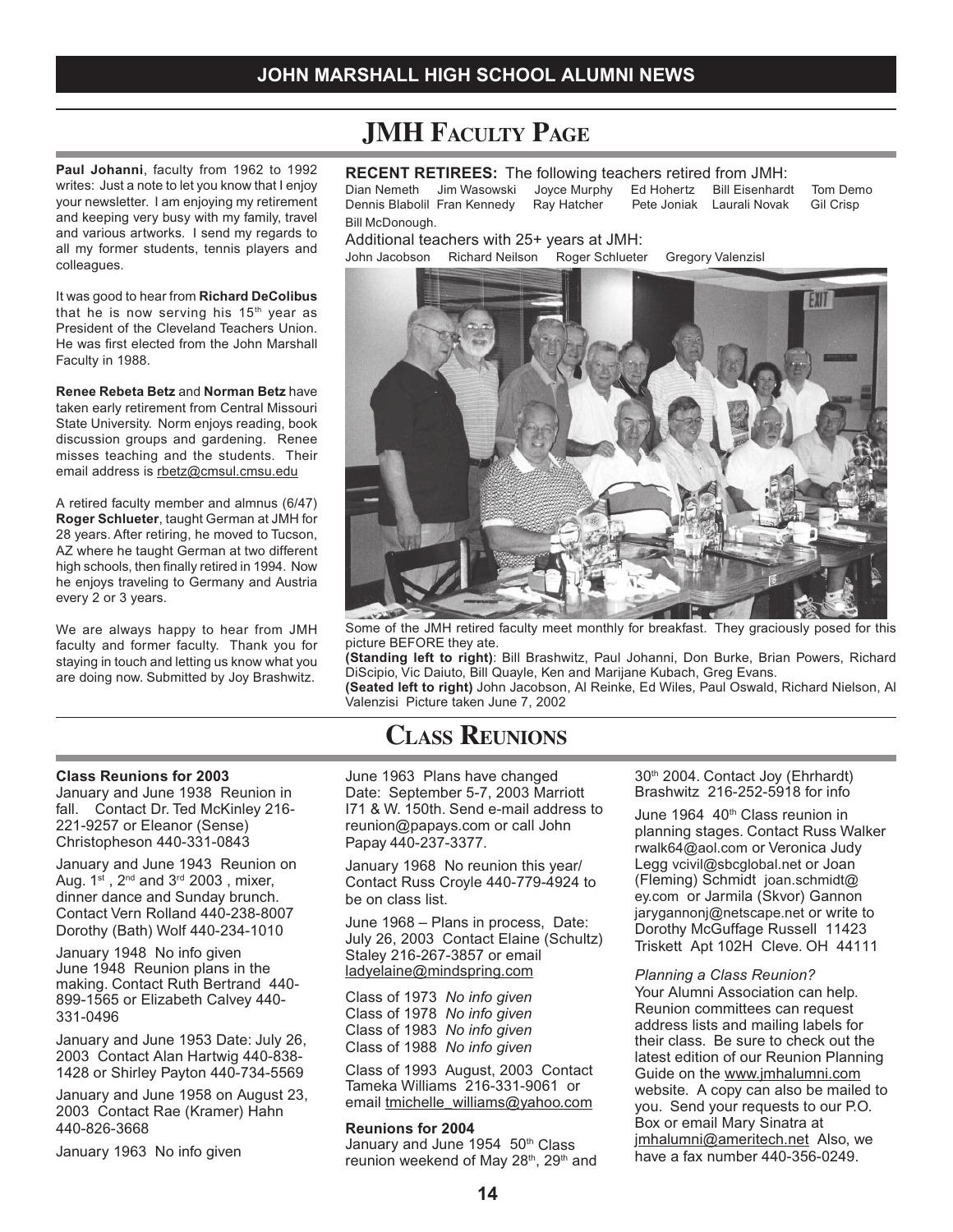# JMH Faculty Page

**Paul Johanni**, faculty from 1962 to 1992 writes: Just a note to let you know that I enjoy your newsletter. I am enjoying my retirement and keeping very busy with my family, travel and various artworks. I send my regards to all my former students, tennis players and colleagues.

It was good to hear from **Richard DeColibus** that he is now serving his 15th year as President of the Cleveland Teachers Union. He was first elected from the John Marshall Faculty in 1988.

**Renee Rebeta Betz** and **Norman Betz** have taken early retirement from Central Missouri State University. Norm enjoys reading, book discussion groups and gardening. Renee misses teaching and the students. Their email address is rbetz@cmsul.cmsu.edu

A retired faculty member and almnus (6/47) **Roger Schlueter**, taught German at JMH for 28 years. After retiring, he moved to Tucson, AZ where he taught German at two different high schools, then finally retired in 1994. Now he enjoys traveling to Germany and Austria every 2 or 3 years.

We are always happy to hear from JMH faculty and former faculty. Thank you for staying in touch and letting us know what you are doing now. Submitted by Joy Brashwitz.

**RECENT RETIREES:** The following teachers retired from JMH:
Dian Nemeth Jim Wasowski Joyce Murphy Ed Hohertz Bill Eisenhardt Tom Demo Dennis Blabolil Fran Kennedy Ray Hatcher Pete Joniak Laurali Novak Gil Crisp Bill McDonough.

Additional teachers with 25+ years at JMH:
John Jacobson Richard Neilson Roger Schlueter Gregory Valenzisl

Some of the JMH retired faculty meet monthly for breakfast. They graciously posed for this picture BEFORE they ate.
**(Standing left to right)**: Bill Brashwitz, Paul Johanni, Don Burke, Brian Powers, Richard DiScipio, Vic Daiuto, Bill Quayle, Ken and Marijane Kubach, Greg Evans.
**(Seated left to right)** John Jacobson, Al Reinke, Ed Wiles, Paul Oswald, Richard Nielson, Al Valenzisi Picture taken June 7, 2002

# Class Reunions

**Class Reunions for 2003**

January and June 1938 Reunion in fall. Contact Dr. Ted McKinley 216-221-9257 or Eleanor (Sense) Christopheson 440-331-0843

January and June 1943 Reunion on Aug. 1st, 2nd and 3rd 2003, mixer, dinner dance and Sunday brunch. Contact Vern Rolland 440-238-8007 Dorothy (Bath) Wolf 440-234-1010

January 1948 No info given
June 1948 Reunion plans in the making. Contact Ruth Bertrand 440-899-1565 or Elizabeth Calvey 440-331-0496

January and June 1953 Date: July 26, 2003 Contact Alan Hartwig 440-838-1428 or Shirley Payton 440-734-5569

January and June 1958 on August 23, 2003 Contact Rae (Kramer) Hahn 440-826-3668

January 1963 No info given

June 1963 Plans have changed Date: September 5-7, 2003 Marriott I71 & W. 150th. Send e-mail address to reunion@papays.com or call John Papay 440-237-3377.

January 1968 No reunion this year/ Contact Russ Croyle 440-779-4924 to be on class list.

June 1968 – Plans in process, Date: July 26, 2003 Contact Elaine (Schultz) Staley 216-267-3857 or email ladyelaine@mindspring.com

Class of 1973 *No info given*
Class of 1978 *No info given*
Class of 1983 *No info given*
Class of 1988 *No info given*

Class of 1993 August, 2003 Contact Tameka Williams 216-331-9061 or email tmichelle_williams@yahoo.com

**Reunions for 2004**

January and June 1954 50th Class reunion weekend of May 28th, 29th and 30th 2004. Contact Joy (Ehrhardt) Brashwitz 216-252-5918 for info

June 1964 40th Class reunion in planning stages. Contact Russ Walker rwalk64@aol.com or Veronica Judy Legg vcivil@sbcglobal.net or Joan (Fleming) Schmidt joan.schmidt@ey.com or Jarmila (Skvor) Gannon jarygannonj@netscape.net or write to Dorothy McGuffage Russell 11423 Triskett Apt 102H Cleve. OH 44111

*Planning a Class Reunion?*
Your Alumni Association can help. Reunion committees can request address lists and mailing labels for their class. Be sure to check out the latest edition of our Reunion Planning Guide on the www.jmhalumni.com website. A copy can also be mailed to you. Send your requests to our P.O. Box or email Mary Sinatra at jmhalumni@ameritech.net Also, we have a fax number 440-356-0249.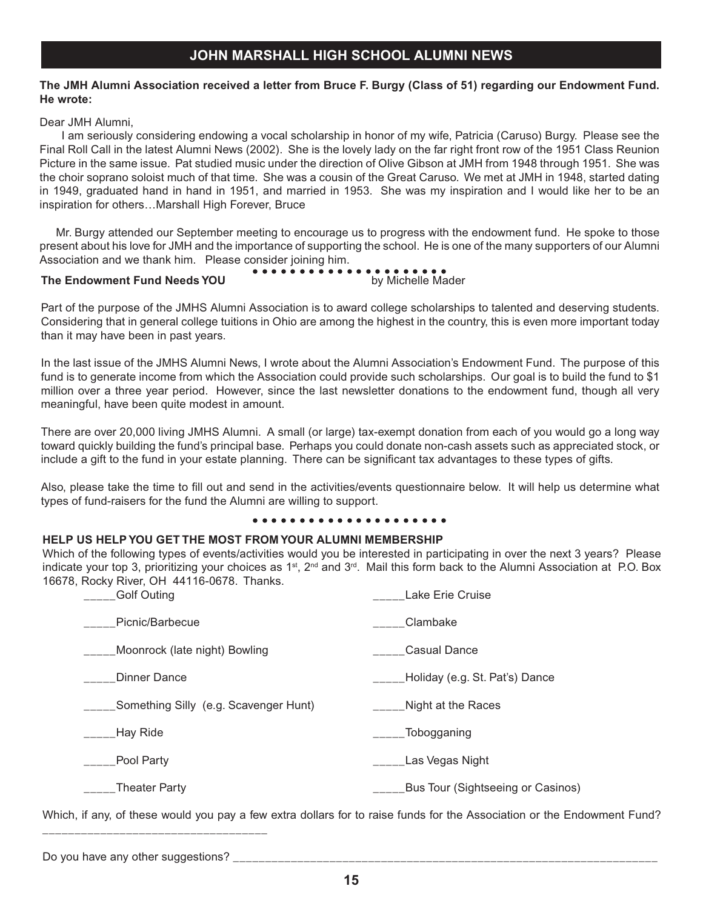## JOHN MARSHALL HIGH SCHOOL ALUMNI NEWS

**The JMH Alumni Association received a letter from Bruce F. Burgy (Class of 51) regarding our Endowment Fund. He wrote:**

Dear JMH Alumni,

I am seriously considering endowing a vocal scholarship in honor of my wife, Patricia (Caruso) Burgy. Please see the Final Roll Call in the latest Alumni News (2002). She is the lovely lady on the far right front row of the 1951 Class Reunion Picture in the same issue. Pat studied music under the direction of Olive Gibson at JMH from 1948 through 1951. She was the choir soprano soloist much of that time. She was a cousin of the Great Caruso. We met at JMH in 1948, started dating in 1949, graduated hand in hand in 1951, and married in 1953. She was my inspiration and I would like her to be an inspiration for others…Marshall High Forever, Bruce

Mr. Burgy attended our September meeting to encourage us to progress with the endowment fund. He spoke to those present about his love for JMH and the importance of supporting the school. He is one of the many supporters of our Alumni Association and we thank him. Please consider joining him.

**The Endowment Fund Needs YOU** by Michelle Mader

Part of the purpose of the JMHS Alumni Association is to award college scholarships to talented and deserving students. Considering that in general college tuitions in Ohio are among the highest in the country, this is even more important today than it may have been in past years.

In the last issue of the JMHS Alumni News, I wrote about the Alumni Association's Endowment Fund. The purpose of this fund is to generate income from which the Association could provide such scholarships. Our goal is to build the fund to $1 million over a three year period. However, since the last newsletter donations to the endowment fund, though all very meaningful, have been quite modest in amount.

There are over 20,000 living JMHS Alumni. A small (or large) tax-exempt donation from each of you would go a long way toward quickly building the fund's principal base. Perhaps you could donate non-cash assets such as appreciated stock, or include a gift to the fund in your estate planning. There can be significant tax advantages to these types of gifts.

Also, please take the time to fill out and send in the activities/events questionnaire below. It will help us determine what types of fund-raisers for the fund the Alumni are willing to support.

**HELP US HELP YOU GET THE MOST FROM YOUR ALUMNI MEMBERSHIP**

Which of the following types of events/activities would you be interested in participating in over the next 3 years? Please indicate your top 3, prioritizing your choices as 1st, 2nd and 3rd. Mail this form back to the Alumni Association at P.O. Box 16678, Rocky River, OH 44116-0678. Thanks.

_____Golf Outing

_____Picnic/Barbecue

_____Moonrock (late night) Bowling

_____Dinner Dance

_____Something Silly (e.g. Scavenger Hunt)

_____Hay Ride

_____Pool Party

_____Theater Party

_____Lake Erie Cruise

_____Clambake

_____Casual Dance

_____Holiday (e.g. St. Pat's) Dance

_____Night at the Races

_____Tobogganing

_____Las Vegas Night

_____Bus Tour (Sightseeing or Casinos)

Which, if any, of these would you pay a few extra dollars for to raise funds for the Association or the Endowment Fund? ________________________________

Do you have any other suggestions? ________________________________________________________________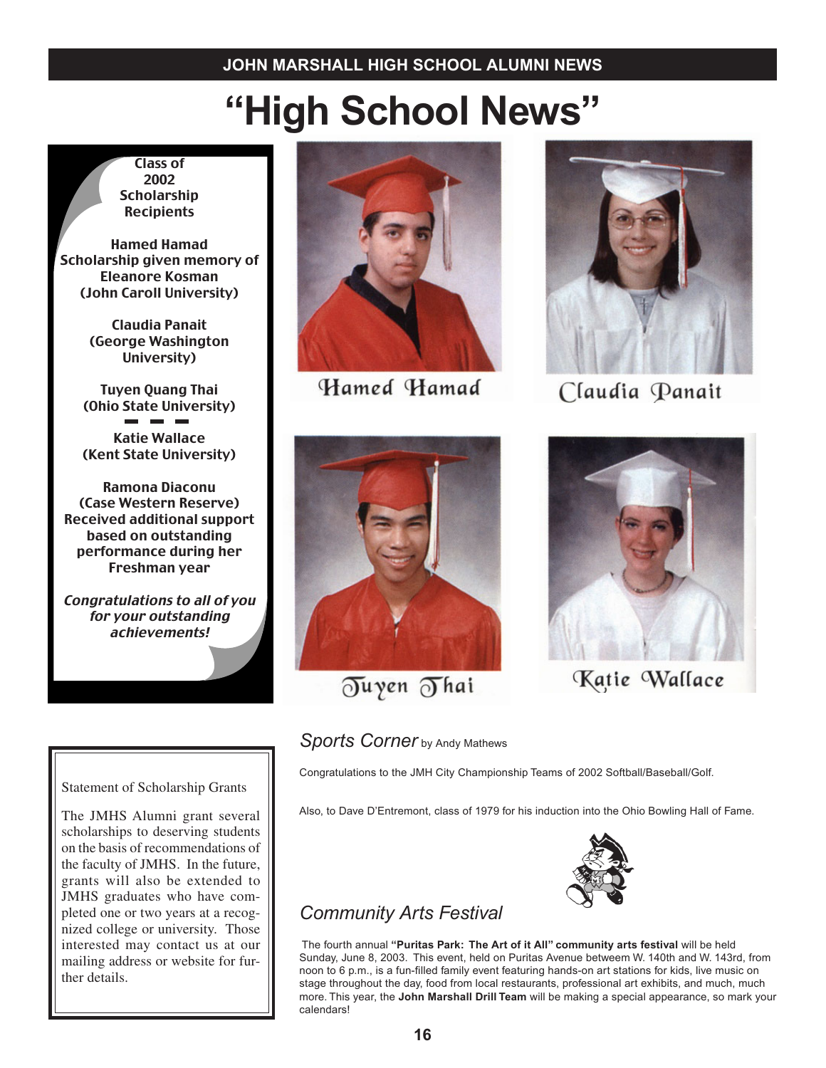# "High School News"

**Class of 2002 Scholarship Recipients**

**Hamed Hamad**
**Scholarship given memory of Eleanore Kosman**
**(John Caroll University)**

**Claudia Panait**
**(George Washington University)**

**Tuyen Quang Thai**
**(Ohio State University)**

**Katie Wallace**
**(Kent State University)**

**Ramona Diaconu**
**(Case Western Reserve)**
**Received additional support based on outstanding performance during her Freshman year**

***Congratulations to all of you for your outstanding achievements!***

Hamed Hamad

Claudia Panait

Tuyen Thai

Katie Wallace

Statement of Scholarship Grants

The JMHS Alumni grant several scholarships to deserving students on the basis of recommendations of the faculty of JMHS. In the future, grants will also be extended to JMHS graduates who have completed one or two years at a recognized college or university. Those interested may contact us at our mailing address or website for further details.

## *Sports Corner* by Andy Mathews

Congratulations to the JMH City Championship Teams of 2002 Softball/Baseball/Golf.

Also, to Dave D'Entremont, class of 1979 for his induction into the Ohio Bowling Hall of Fame.

## *Community Arts Festival*

The fourth annual **"Puritas Park: The Art of it All" community arts festival** will be held Sunday, June 8, 2003. This event, held on Puritas Avenue betweem W. 140th and W. 143rd, from noon to 6 p.m., is a fun-filled family event featuring hands-on art stations for kids, live music on stage throughout the day, food from local restaurants, professional art exhibits, and much, much more. This year, the **John Marshall Drill Team** will be making a special appearance, so mark your calendars!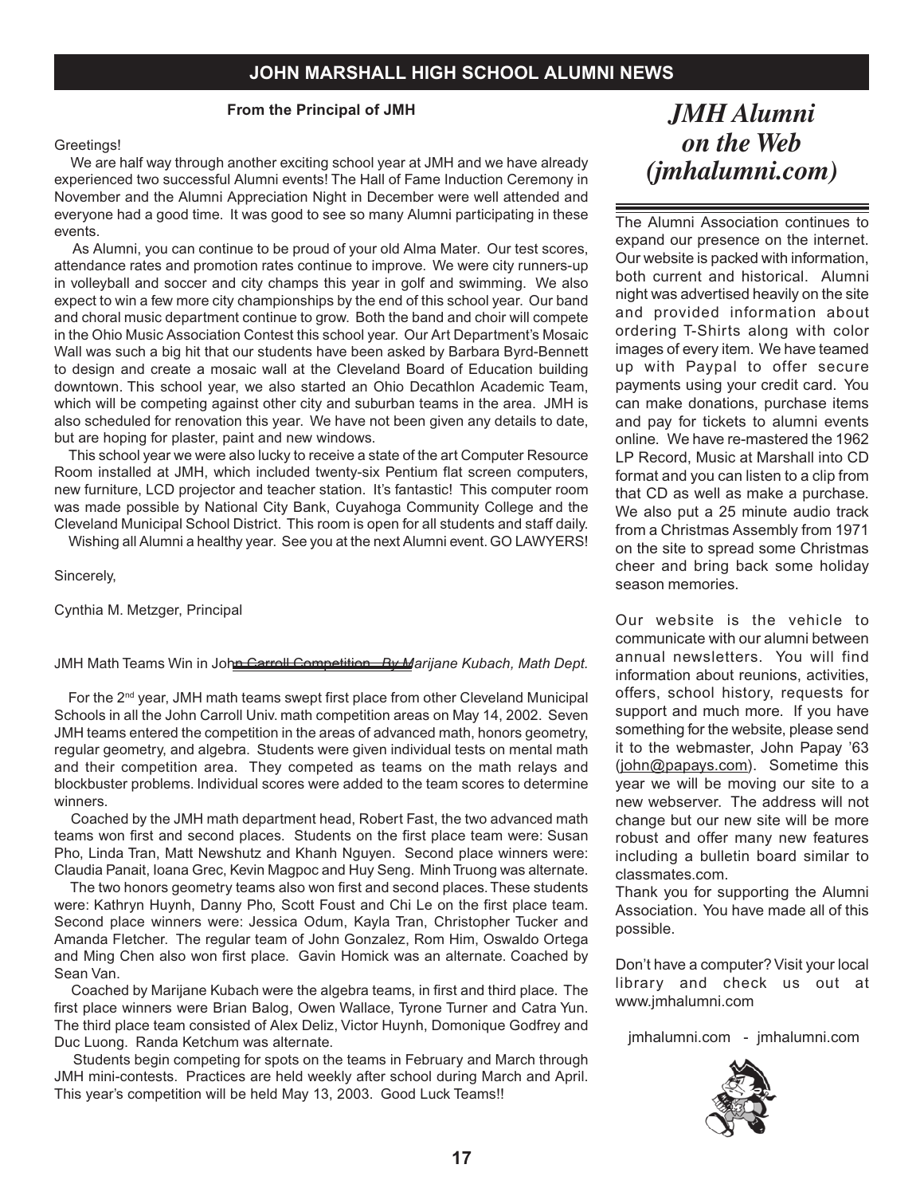# JOHN MARSHALL HIGH SCHOOL ALUMNI NEWS

**From the Principal of JMH**

Greetings!

We are half way through another exciting school year at JMH and we have already experienced two successful Alumni events! The Hall of Fame Induction Ceremony in November and the Alumni Appreciation Night in December were well attended and everyone had a good time. It was good to see so many Alumni participating in these events.

As Alumni, you can continue to be proud of your old Alma Mater. Our test scores, attendance rates and promotion rates continue to improve. We were city runners-up in volleyball and soccer and city champs this year in golf and swimming. We also expect to win a few more city championships by the end of this school year. Our band and choral music department continue to grow. Both the band and choir will compete in the Ohio Music Association Contest this school year. Our Art Department's Mosaic Wall was such a big hit that our students have been asked by Barbara Byrd-Bennett to design and create a mosaic wall at the Cleveland Board of Education building downtown. This school year, we also started an Ohio Decathlon Academic Team, which will be competing against other city and suburban teams in the area. JMH is also scheduled for renovation this year. We have not been given any details to date, but are hoping for plaster, paint and new windows.

This school year we were also lucky to receive a state of the art Computer Resource Room installed at JMH, which included twenty-six Pentium flat screen computers, new furniture, LCD projector and teacher station. It's fantastic! This computer room was made possible by National City Bank, Cuyahoga Community College and the Cleveland Municipal School District. This room is open for all students and staff daily.

Wishing all Alumni a healthy year. See you at the next Alumni event. GO LAWYERS!

Sincerely,

Cynthia M. Metzger, Principal

JMH Math Teams Win in John Carroll Competition *By Marijane Kubach, Math Dept.*

For the 2nd year, JMH math teams swept first place from other Cleveland Municipal Schools in all the John Carroll Univ. math competition areas on May 14, 2002. Seven JMH teams entered the competition in the areas of advanced math, honors geometry, regular geometry, and algebra. Students were given individual tests on mental math and their competition area. They competed as teams on the math relays and blockbuster problems. Individual scores were added to the team scores to determine winners.

Coached by the JMH math department head, Robert Fast, the two advanced math teams won first and second places. Students on the first place team were: Susan Pho, Linda Tran, Matt Newshutz and Khanh Nguyen. Second place winners were: Claudia Panait, Ioana Grec, Kevin Magpoc and Huy Seng. Minh Truong was alternate.

The two honors geometry teams also won first and second places. These students were: Kathryn Huynh, Danny Pho, Scott Foust and Chi Le on the first place team. Second place winners were: Jessica Odum, Kayla Tran, Christopher Tucker and Amanda Fletcher. The regular team of John Gonzalez, Rom Him, Oswaldo Ortega and Ming Chen also won first place. Gavin Homick was an alternate. Coached by Sean Van.

Coached by Marijane Kubach were the algebra teams, in first and third place. The first place winners were Brian Balog, Owen Wallace, Tyrone Turner and Catra Yun. The third place team consisted of Alex Deliz, Victor Huynh, Domonique Godfrey and Duc Luong. Randa Ketchum was alternate.

Students begin competing for spots on the teams in February and March through JMH mini-contests. Practices are held weekly after school during March and April. This year's competition will be held May 13, 2003. Good Luck Teams!!

## *JMH Alumni on the Web (jmhalumni.com)*

The Alumni Association continues to expand our presence on the internet. Our website is packed with information, both current and historical. Alumni night was advertised heavily on the site and provided information about ordering T-Shirts along with color images of every item. We have teamed up with Paypal to offer secure payments using your credit card. You can make donations, purchase items and pay for tickets to alumni events online. We have re-mastered the 1962 LP Record, Music at Marshall into CD format and you can listen to a clip from that CD as well as make a purchase. We also put a 25 minute audio track from a Christmas Assembly from 1971 on the site to spread some Christmas cheer and bring back some holiday season memories.

Our website is the vehicle to communicate with our alumni between annual newsletters. You will find information about reunions, activities, offers, school history, requests for support and much more. If you have something for the website, please send it to the webmaster, John Papay '63 (john@papays.com). Sometime this year we will be moving our site to a new webserver. The address will not change but our new site will be more robust and offer many new features including a bulletin board similar to classmates.com.

Thank you for supporting the Alumni Association. You have made all of this possible.

Don't have a computer? Visit your local library and check us out at www.jmhalumni.com

jmhalumni.com - jmhalumni.com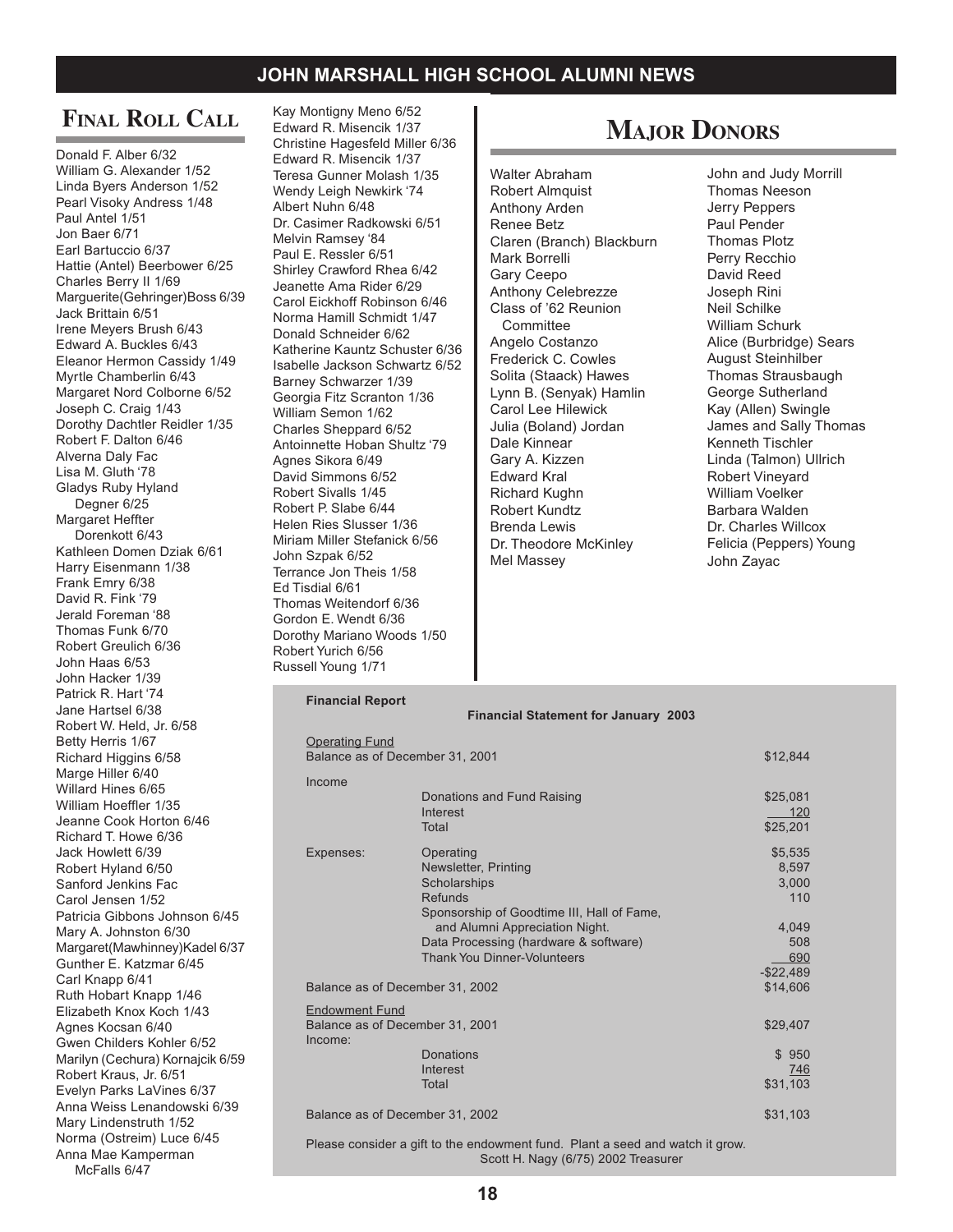## Final Roll Call

Donald F. Alber 6/32
William G. Alexander 1/52
Linda Byers Anderson 1/52
Pearl Visoky Andress 1/48
Paul Antel 1/51
Jon Baer 6/71
Earl Bartuccio 6/37
Hattie (Antel) Beerbower 6/25
Charles Berry II 1/69
Marguerite(Gehringer)Boss 6/39
Jack Brittain 6/51
Irene Meyers Brush 6/43
Edward A. Buckles 6/43
Eleanor Hermon Cassidy 1/49
Myrtle Chamberlin 6/43
Margaret Nord Colborne 6/52
Joseph C. Craig 1/43
Dorothy Dachtler Reidler 1/35
Robert F. Dalton 6/46
Alverna Daly Fac
Lisa M. Gluth '78
Gladys Ruby Hyland Degner 6/25
Margaret Heffter Dorenkott 6/43
Kathleen Domen Dziak 6/61
Harry Eisenmann 1/38
Frank Emry 6/38
David R. Fink '79
Jerald Foreman '88
Thomas Funk 6/70
Robert Greulich 6/36
John Haas 6/53
John Hacker 1/39
Patrick R. Hart '74
Jane Hartsel 6/38
Robert W. Held, Jr. 6/58
Betty Herris 1/67
Richard Higgins 6/58
Marge Hiller 6/40
Willard Hines 6/65
William Hoeffler 1/35
Jeanne Cook Horton 6/46
Richard T. Howe 6/36
Jack Howlett 6/39
Robert Hyland 6/50
Sanford Jenkins Fac
Carol Jensen 1/52
Patricia Gibbons Johnson 6/45
Mary A. Johnston 6/30
Margaret(Mawhinney)Kadel 6/37
Gunther E. Katzmar 6/45
Carl Knapp 6/41
Ruth Hobart Knapp 1/46
Elizabeth Knox Koch 1/43
Agnes Kocsan 6/40
Gwen Childers Kohler 6/52
Marilyn (Cechura) Kornajcik 6/59
Robert Kraus, Jr. 6/51
Evelyn Parks LaVines 6/37
Anna Weiss Lenandowski 6/39
Mary Lindenstruth 1/52
Norma (Ostreim) Luce 6/45
Anna Mae Kamperman McFalls 6/47
Kay Montigny Meno 6/52
Edward R. Misencik 1/37
Christine Hagesfeld Miller 6/36
Edward R. Misencik 1/37
Teresa Gunner Molash 1/35
Wendy Leigh Newkirk '74
Albert Nuhn 6/48
Dr. Casimer Radkowski 6/51
Melvin Ramsey '84
Paul E. Ressler 6/51
Shirley Crawford Rhea 6/42
Jeanette Ama Rider 6/29
Carol Eickhoff Robinson 6/46
Norma Hamill Schmidt 1/47
Donald Schneider 6/62
Katherine Kauntz Schuster 6/36
Isabelle Jackson Schwartz 6/52
Barney Schwarzer 1/39
Georgia Fitz Scranton 1/36
William Semon 1/62
Charles Sheppard 6/52
Antoinnette Hoban Shultz '79
Agnes Sikora 6/49
David Simmons 6/52
Robert Sivalls 1/45
Robert P. Slabe 6/44
Helen Ries Slusser 1/36
Miriam Miller Stefanick 6/56
John Szpak 6/52
Terrance Jon Theis 1/58
Ed Tisdial 6/61
Thomas Weitendorf 6/36
Gordon E. Wendt 6/36
Dorothy Mariano Woods 1/50
Robert Yurich 6/56
Russell Young 1/71

## Major Donors

Walter Abraham
Robert Almquist
Anthony Arden
Renee Betz
Claren (Branch) Blackburn
Mark Borrelli
Gary Ceepo
Anthony Celebrezze
Class of '62 Reunion Committee
Angelo Costanzo
Frederick C. Cowles
Solita (Staack) Hawes
Lynn B. (Senyak) Hamlin
Carol Lee Hilewick
Julia (Boland) Jordan
Dale Kinnear
Gary A. Kizzen
Edward Kral
Richard Kughn
Robert Kundtz
Brenda Lewis
Dr. Theodore McKinley
Mel Massey
John and Judy Morrill
Thomas Neeson
Jerry Peppers
Paul Pender
Thomas Plotz
Perry Recchio
David Reed
Joseph Rini
Neil Schilke
William Schurk
Alice (Burbridge) Sears
August Steinhilber
Thomas Strausbaugh
George Sutherland
Kay (Allen) Swingle
James and Sally Thomas
Kenneth Tischler
Linda (Talmon) Ullrich
Robert Vineyard
William Voelker
Barbara Walden
Dr. Charles Willcox
Felicia (Peppers) Young
John Zayac

**Financial Report**

**Financial Statement for January 2003**

| | | |
|---|---|---|
| Operating Fund | | |
| Balance as of December 31, 2001 | | $12,844 |
| Income | | |
| | Donations and Fund Raising | $25,081 |
| | Interest | 120 |
| | Total | $25,201 |
| Expenses: | Operating | $5,535 |
| | Newsletter, Printing | 8,597 |
| | Scholarships | 3,000 |
| | Refunds | 110 |
| | Sponsorship of Goodtime III, Hall of Fame, and Alumni Appreciation Night. | 4,049 |
| | Data Processing (hardware & software) | 508 |
| | Thank You Dinner-Volunteers | 690 |
| | | -$22,489 |
| Balance as of December 31, 2002 | | $14,606 |
| Endowment Fund | | |
| Balance as of December 31, 2001 | | $29,407 |
| Income: | | |
| | Donations | $ 950 |
| | Interest | 746 |
| | Total | $31,103 |
| Balance as of December 31, 2002 | | $31,103 |

Please consider a gift to the endowment fund. Plant a seed and watch it grow.
Scott H. Nagy (6/75) 2002 Treasurer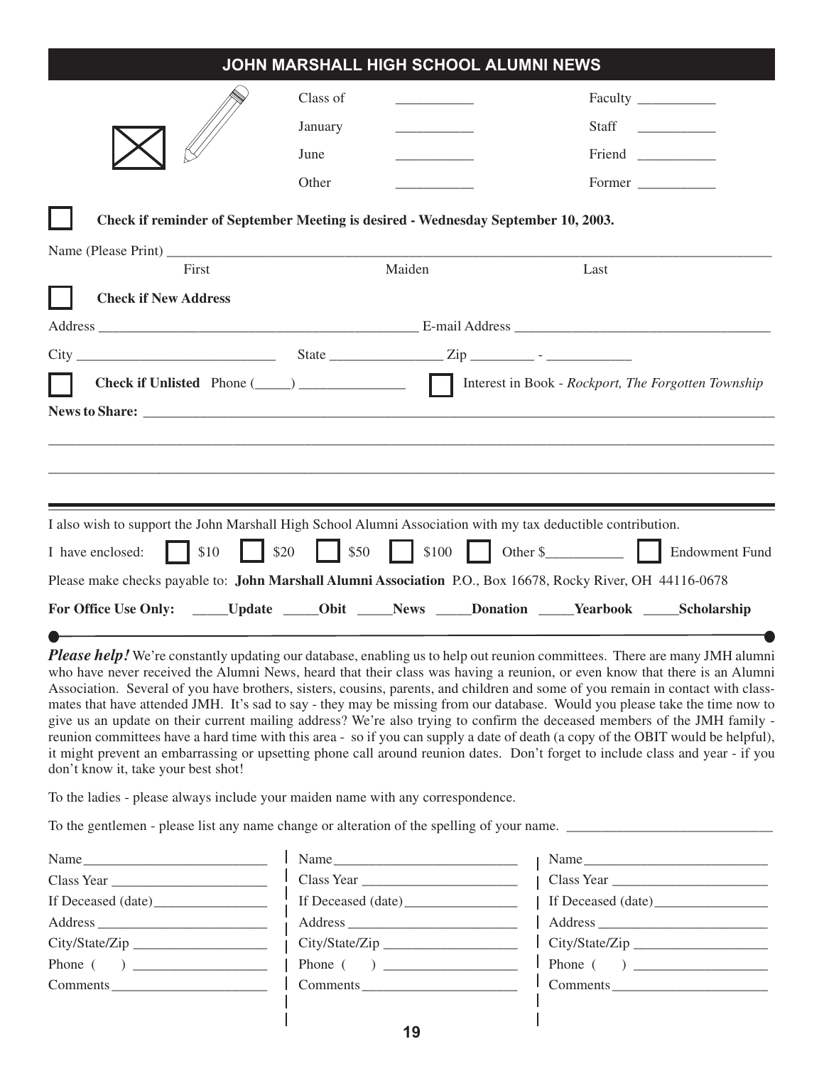# JOHN MARSHALL HIGH SCHOOL ALUMNI NEWS

| | | |
|---|---|---|
| Class of ___________ | | Faculty ___________ |
| January ___________ | | Staff ___________ |
| June ___________ | | Friend ___________ |
| Other ___________ | | Former ___________ |

☐ **Check if reminder of September Meeting is desired - Wednesday September 10, 2003.**

Name (Please Print) ______________________________________________________________
First Maiden Last

☐ **Check if New Address**

Address _____________________________________ E-mail Address ______________________________

City ________________________ State ______________ Zip ________ - ___________

☐ **Check if Unlisted** Phone (_____) ______________ ☐ Interest in Book - *Rockport, The Forgotten Township*

**News to Share:** ______________________________________________________________

______________________________________________________________

______________________________________________________________

---

I also wish to support the John Marshall High School Alumni Association with my tax deductible contribution.

I have enclosed: ☐ $10 ☐ $20 ☐ $50 ☐ $100 ☐ Other $__________ ☐ Endowment Fund

Please make checks payable to: **John Marshall Alumni Association** P.O., Box 16678, Rocky River, OH 44116-0678

**For Office Use Only: _____Update _____Obit _____News _____Donation _____Yearbook _____Scholarship**

---

***Please help!*** We're constantly updating our database, enabling us to help out reunion committees. There are many JMH alumni who have never received the Alumni News, heard that their class was having a reunion, or even know that there is an Alumni Association. Several of you have brothers, sisters, cousins, parents, and children and some of you remain in contact with classmates that have attended JMH. It's sad to say - they may be missing from our database. Would you please take the time now to give us an update on their current mailing address? We're also trying to confirm the deceased members of the JMH family - reunion committees have a hard time with this area - so if you can supply a date of death (a copy of the OBIT would be helpful), it might prevent an embarrassing or upsetting phone call around reunion dates. Don't forget to include class and year - if you don't know it, take your best shot!

To the ladies - please always include your maiden name with any correspondence.

To the gentlemen - please list any name change or alteration of the spelling of your name. ___________________________

| | | |
|---|---|---|
| Name ______________________ | Name ______________________ | Name ______________________ |
| Class Year __________________ | Class Year __________________ | Class Year __________________ |
| If Deceased (date)______________ | If Deceased (date)______________ | If Deceased (date)______________ |
| Address ____________________ | Address ____________________ | Address ____________________ |
| City/State/Zip _______________ | City/State/Zip _______________ | City/State/Zip _______________ |
| Phone (    ) _______________ | Phone (    ) _______________ | Phone (    ) _______________ |
| Comments __________________ | Comments __________________ | Comments __________________ |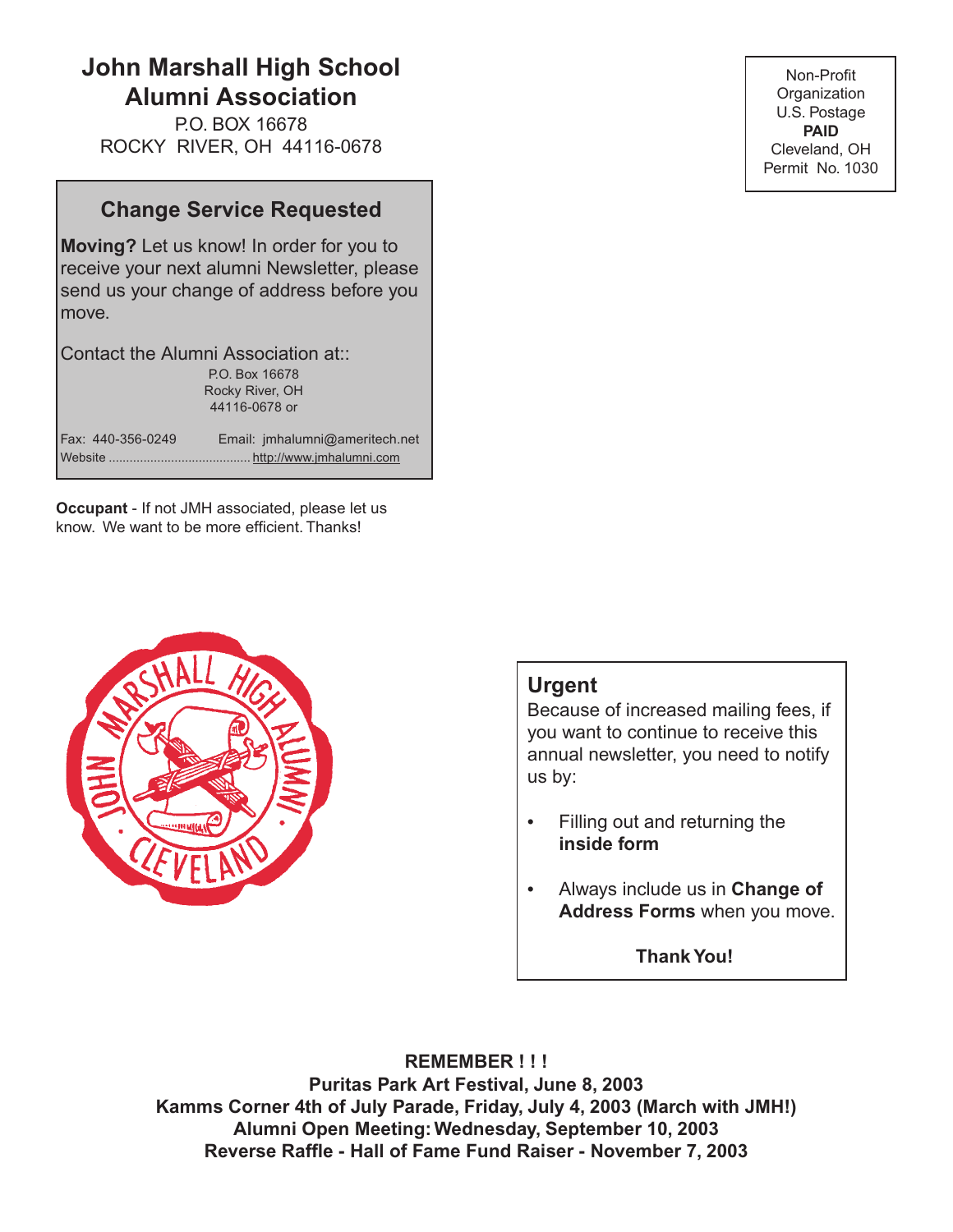# John Marshall High School Alumni Association

P.O. BOX 16678
ROCKY RIVER, OH 44116-0678

Non-Profit Organization
U.S. Postage
**PAID**
Cleveland, OH
Permit No. 1030

## Change Service Requested

**Moving?** Let us know! In order for you to receive your next alumni Newsletter, please send us your change of address before you move.

Contact the Alumni Association at::

P.O. Box 16678
Rocky River, OH
44116-0678 or

Fax: 440-356-0249 Email: jmhalumni@ameritech.net
Website ........................................ http://www.jmhalumni.com

**Occupant** - If not JMH associated, please let us know. We want to be more efficient. Thanks!

## Urgent

Because of increased mailing fees, if you want to continue to receive this annual newsletter, you need to notify us by:

- Filling out and returning the **inside form**
- Always include us in **Change of Address Forms** when you move.

**Thank You!**

**REMEMBER ! ! !**
**Puritas Park Art Festival, June 8, 2003**
**Kamms Corner 4th of July Parade, Friday, July 4, 2003 (March with JMH!)**
**Alumni Open Meeting: Wednesday, September 10, 2003**
**Reverse Raffle - Hall of Fame Fund Raiser - November 7, 2003**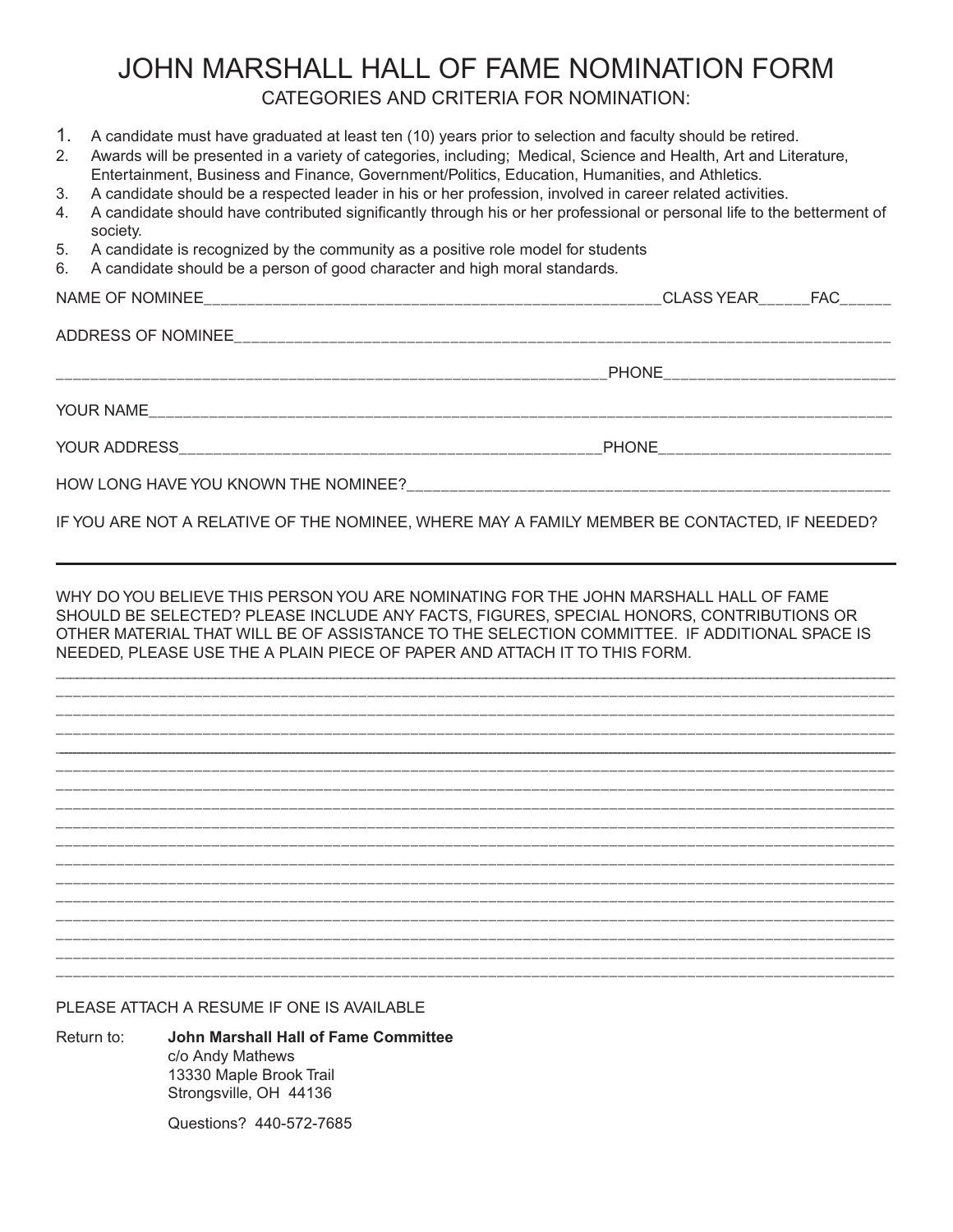# JOHN MARSHALL HALL OF FAME NOMINATION FORM

## CATEGORIES AND CRITERIA FOR NOMINATION:

1. A candidate must have graduated at least ten (10) years prior to selection and faculty should be retired.
2. Awards will be presented in a variety of categories, including; Medical, Science and Health, Art and Literature, Entertainment, Business and Finance, Government/Politics, Education, Humanities, and Athletics.
3. A candidate should be a respected leader in his or her profession, involved in career related activities.
4. A candidate should have contributed significantly through his or her professional or personal life to the betterment of society.
5. A candidate is recognized by the community as a positive role model for students
6. A candidate should be a person of good character and high moral standards.

NAME OF NOMINEE_______________________________________________________CLASS YEAR______FAC______

ADDRESS OF NOMINEE_______________________________________________________________________________

_________________________________________________________________PHONE___________________________

YOUR NAME_______________________________________________________________________________________

YOUR ADDRESS_________________________________________________PHONE___________________________

HOW LONG HAVE YOU KNOWN THE NOMINEE?_________________________________________________________

IF YOU ARE NOT A RELATIVE OF THE NOMINEE, WHERE MAY A FAMILY MEMBER BE CONTACTED, IF NEEDED?

---

WHY DO YOU BELIEVE THIS PERSON YOU ARE NOMINATING FOR THE JOHN MARSHALL HALL OF FAME SHOULD BE SELECTED? PLEASE INCLUDE ANY FACTS, FIGURES, SPECIAL HONORS, CONTRIBUTIONS OR OTHER MATERIAL THAT WILL BE OF ASSISTANCE TO THE SELECTION COMMITTEE. IF ADDITIONAL SPACE IS NEEDED, PLEASE USE THE A PLAIN PIECE OF PAPER AND ATTACH IT TO THIS FORM.

_____________________________________________________________________________________________________

_____________________________________________________________________________________________________

_____________________________________________________________________________________________________

_____________________________________________________________________________________________________

_____________________________________________________________________________________________________

_____________________________________________________________________________________________________

_____________________________________________________________________________________________________

_____________________________________________________________________________________________________

_____________________________________________________________________________________________________

_____________________________________________________________________________________________________

_____________________________________________________________________________________________________

_____________________________________________________________________________________________________

_____________________________________________________________________________________________________

_____________________________________________________________________________________________________

_____________________________________________________________________________________________________

_____________________________________________________________________________________________________

_____________________________________________________________________________________________________

PLEASE ATTACH A RESUME IF ONE IS AVAILABLE

Return to: **John Marshall Hall of Fame Committee**
c/o Andy Mathews
13330 Maple Brook Trail
Strongsville, OH 44136

Questions? 440-572-7685